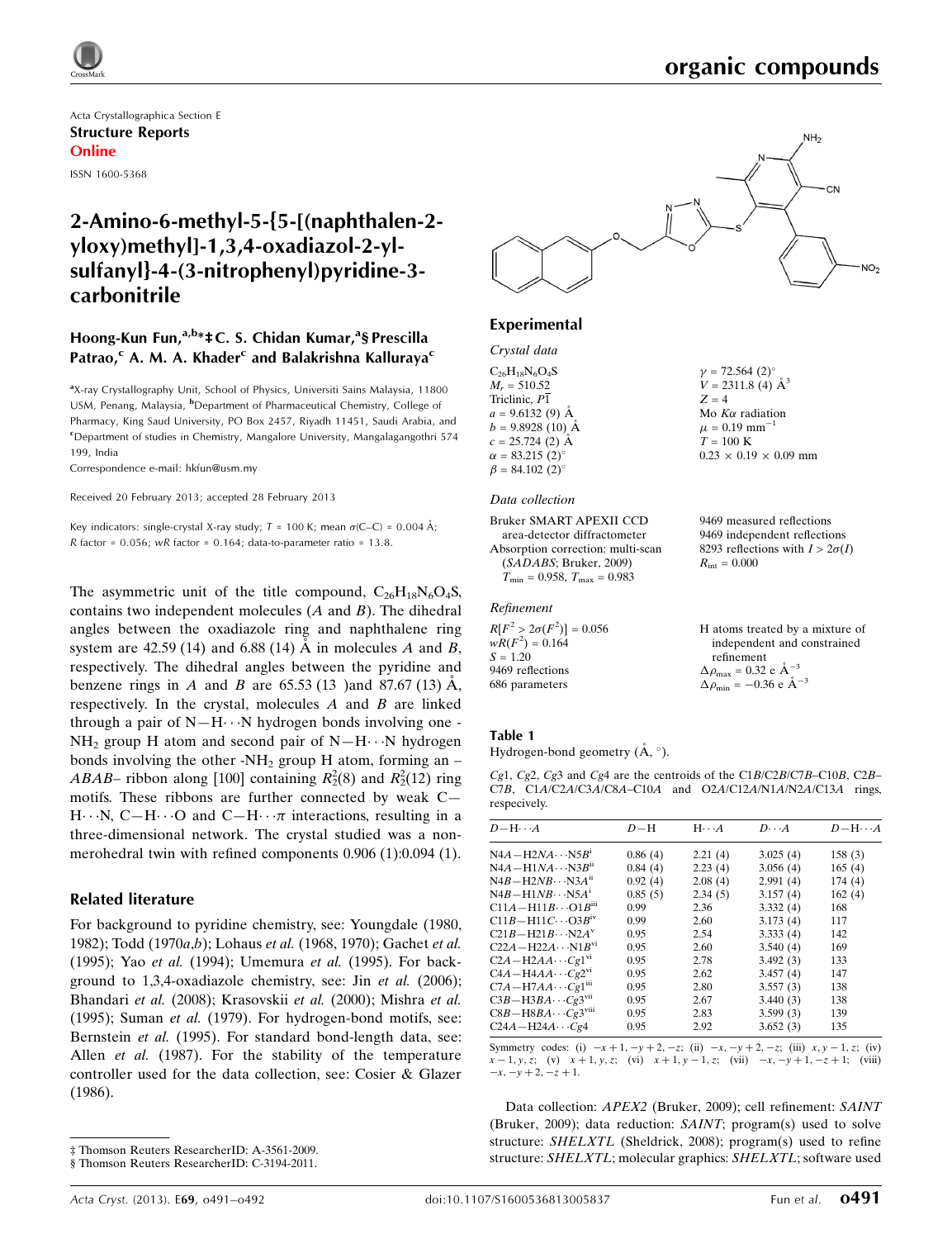Acta Crystallographica Section E
**Structure Reports**
**Online**

ISSN 1600-5368

# 2-Amino-6-methyl-5-{5-[(naphthalen-2-yloxy)methyl]-1,3,4-oxadiazol-2-ylsulfanyl}-4-(3-nitrophenyl)pyridine-3-carbonitrile

**Hoong-Kun Fun,[a,b]*‡ C. S. Chidan Kumar,[a]§ Prescilla Patrao,[c] A. M. A. Khader[c] and Balakrishna Kalluraya[c]**

[a]X-ray Crystallography Unit, School of Physics, Universiti Sains Malaysia, 11800 USM, Penang, Malaysia, [b]Department of Pharmaceutical Chemistry, College of Pharmacy, King Saud University, PO Box 2457, Riyadh 11451, Saudi Arabia, and [c]Department of studies in Chemistry, Mangalore University, Mangalagangothri 574 199, India

Correspondence e-mail: hkfun@usm.my

Received 20 February 2013; accepted 28 February 2013

Key indicators: single-crystal X-ray study; $T$ = 100 K; mean $\sigma$(C–C) = 0.004 Å; $R$ factor = 0.056; $wR$ factor = 0.164; data-to-parameter ratio = 13.8.

The asymmetric unit of the title compound, $C_{26}H_{18}N_6O_4S$, contains two independent molecules ($A$ and $B$). The dihedral angles between the oxadiazole ring and naphthalene ring system are 42.59 (14) and 6.88 (14) Å in molecules $A$ and $B$, respectively. The dihedral angles between the pyridine and benzene rings in $A$ and $B$ are 65.53 (13 )and 87.67 (13) Å, respectively. In the crystal, molecules $A$ and $B$ are linked through a pair of N—H···N hydrogen bonds involving one -$NH_2$ group H atom and second pair of N—H···N hydrogen bonds involving the other -$NH_2$ group H atom, forming an –$ABAB$– ribbon along [100] containing $R_2^2(8)$ and $R_2^2(12)$ ring motifs. These ribbons are further connected by weak C—H···N, C—H···O and C—H···$\pi$ interactions, resulting in a three-dimensional network. The crystal studied was a non-merohedral twin with refined components 0.906 (1):0.094 (1).

## Related literature

For background to pyridine chemistry, see: Youngdale (1980, 1982); Todd (1970*a*,*b*); Lohaus *et al.* (1968, 1970); Gachet *et al.* (1995); Yao *et al.* (1994); Umemura *et al.* (1995). For background to 1,3,4-oxadiazole chemistry, see: Jin *et al.* (2006); Bhandari *et al.* (2008); Krasovskii *et al.* (2000); Mishra *et al.* (1995); Suman *et al.* (1979). For hydrogen-bond motifs, see: Bernstein *et al.* (1995). For standard bond-length data, see: Allen *et al.* (1987). For the stability of the temperature controller used for the data collection, see: Cosier & Glazer (1986).

## Experimental

### Crystal data

$C_{26}H_{18}N_6O_4S$
$M_r$ = 510.52
Triclinic, $P\bar{1}$
$a$ = 9.6132 (9) Å
$b$ = 9.8928 (10) Å
$c$ = 25.724 (2) Å
$\alpha$ = 83.215 (2)°
$\beta$ = 84.102 (2)°
$\gamma$ = 72.564 (2)°
$V$ = 2311.8 (4) Å$^3$
$Z$ = 4
Mo $K\alpha$ radiation
$\mu$ = 0.19 mm$^{-1}$
$T$ = 100 K
0.23 × 0.19 × 0.09 mm

### Data collection

Bruker SMART APEXII CCD area-detector diffractometer
Absorption correction: multi-scan (*SADABS*; Bruker, 2009)
$T_{min}$ = 0.958, $T_{max}$ = 0.983
9469 measured reflections
9469 independent reflections
8293 reflections with $I > 2\sigma(I)$
$R_{int}$ = 0.000

### Refinement

$R[F^2 > 2\sigma(F^2)]$ = 0.056
$wR(F^2)$ = 0.164
$S$ = 1.20
9469 reflections
686 parameters
H atoms treated by a mixture of independent and constrained refinement
$\Delta\rho_{max}$ = 0.32 e Å$^{-3}$
$\Delta\rho_{min}$ = −0.36 e Å$^{-3}$

**Table 1**
Hydrogen-bond geometry (Å, °).

$Cg1$, $Cg2$, $Cg3$ and $Cg4$ are the centroids of the C1B/C2B/C7B–C10B, C2B–C7B, C1A/C2A/C3A/C8A–C10A and O2A/C12A/N1A/N2A/C13A rings, respecively.

| $D$—H···$A$ | $D$—H | H···$A$ | $D$···$A$ | $D$—H···$A$ |
|---|---|---|---|---|
| N4A—H2NA···N5B$^{i}$ | 0.86 (4) | 2.21 (4) | 3.025 (4) | 158 (3) |
| N4A—H1NA···N3B$^{ii}$ | 0.84 (4) | 2.23 (4) | 3.056 (4) | 165 (4) |
| N4B—H2NB···N3A$^{ii}$ | 0.92 (4) | 2.08 (4) | 2.991 (4) | 174 (4) |
| N4B—H1NB···N5A$^{i}$ | 0.85 (5) | 2.34 (5) | 3.157 (4) | 162 (4) |
| C11A—H11B···O1B$^{iii}$ | 0.99 | 2.36 | 3.332 (4) | 168 |
| C11B—H11C···O3B$^{iv}$ | 0.99 | 2.60 | 3.173 (4) | 117 |
| C21B—H21B···N2A$^{v}$ | 0.95 | 2.54 | 3.333 (4) | 142 |
| C22A—H22A···N1B$^{vi}$ | 0.95 | 2.60 | 3.540 (4) | 169 |
| C2A—H2AA···$Cg1^{vi}$ | 0.95 | 2.78 | 3.492 (3) | 133 |
| C4A—H4AA···$Cg2^{vi}$ | 0.95 | 2.62 | 3.457 (4) | 147 |
| C7A—H7AA···$Cg1^{iii}$ | 0.95 | 2.80 | 3.557 (3) | 138 |
| C3B—H3BA···$Cg3^{vii}$ | 0.95 | 2.67 | 3.440 (3) | 138 |
| C8B—H8BA···$Cg3^{viii}$ | 0.95 | 2.83 | 3.599 (3) | 139 |
| C24A—H24A···$Cg4$ | 0.95 | 2.92 | 3.652 (3) | 135 |

Symmetry codes: (i) $-x+1, -y+2, -z$; (ii) $-x, -y+2, -z$; (iii) $x, y-1, z$; (iv) $x-1, y, z$; (v) $x+1, y, z$; (vi) $x+1, y-1, z$; (vii) $-x, -y+1, -z+1$; (viii) $-x, -y+2, -z+1$.

Data collection: *APEX2* (Bruker, 2009); cell refinement: *SAINT* (Bruker, 2009); data reduction: *SAINT*; program(s) used to solve structure: *SHELXTL* (Sheldrick, 2008); program(s) used to refine structure: *SHELXTL*; molecular graphics: *SHELXTL*; software used

‡ Thomson Reuters ResearcherID: A-3561-2009.
§ Thomson Reuters ResearcherID: C-3194-2011.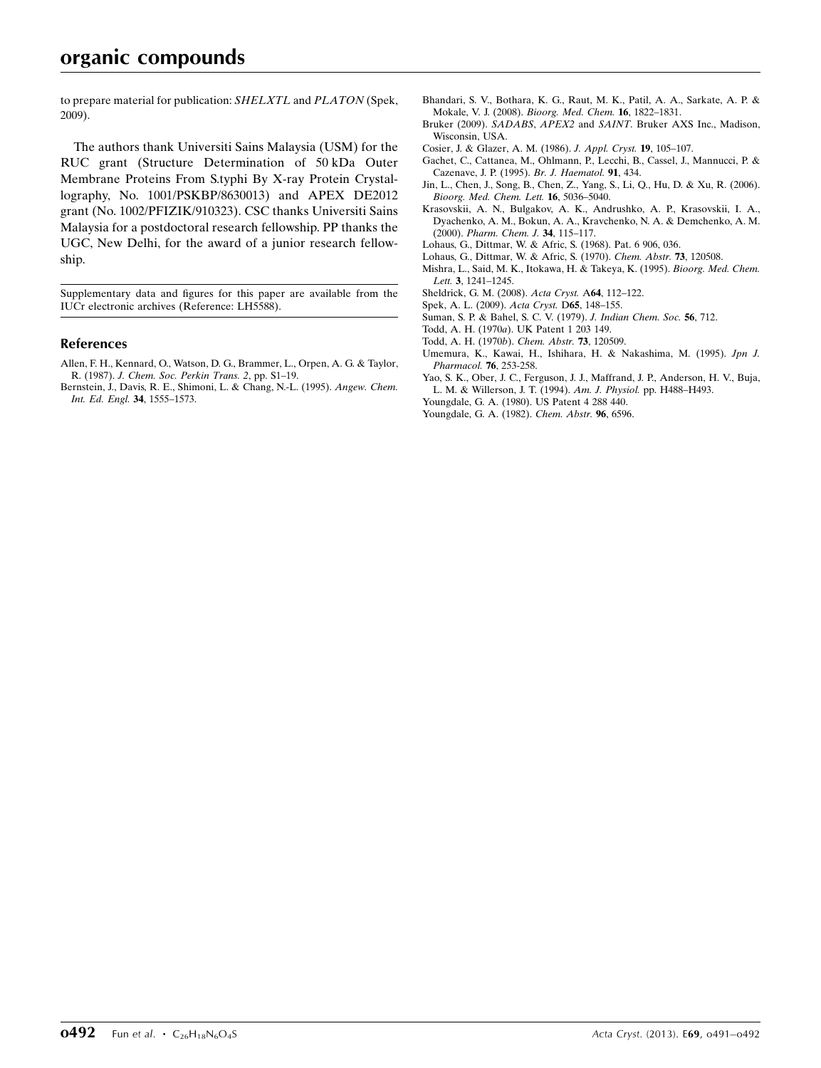to prepare material for publication: *SHELXTL* and *PLATON* (Spek, 2009).

The authors thank Universiti Sains Malaysia (USM) for the RUC grant (Structure Determination of 50 kDa Outer Membrane Proteins From S.typhi By X-ray Protein Crystallography, No. 1001/PSKBP/8630013) and APEX DE2012 grant (No. 1002/PFIZIK/910323). CSC thanks Universiti Sains Malaysia for a postdoctoral research fellowship. PP thanks the UGC, New Delhi, for the award of a junior research fellowship.

Supplementary data and figures for this paper are available from the IUCr electronic archives (Reference: LH5588).

## References

Allen, F. H., Kennard, O., Watson, D. G., Brammer, L., Orpen, A. G. & Taylor, R. (1987). *J. Chem. Soc. Perkin Trans. 2*, pp. S1–19.

Bernstein, J., Davis, R. E., Shimoni, L. & Chang, N.-L. (1995). *Angew. Chem. Int. Ed. Engl.* **34**, 1555–1573.

Bhandari, S. V., Bothara, K. G., Raut, M. K., Patil, A. A., Sarkate, A. P. & Mokale, V. J. (2008). *Bioorg. Med. Chem.* **16**, 1822–1831.

Bruker (2009). *SADABS*, *APEX2* and *SAINT*. Bruker AXS Inc., Madison, Wisconsin, USA.

Cosier, J. & Glazer, A. M. (1986). *J. Appl. Cryst.* **19**, 105–107.

Gachet, C., Cattanea, M., Ohlmann, P., Lecchi, B., Cassel, J., Mannucci, P. & Cazenave, J. P. (1995). *Br. J. Haematol.* **91**, 434.

Jin, L., Chen, J., Song, B., Chen, Z., Yang, S., Li, Q., Hu, D. & Xu, R. (2006). *Bioorg. Med. Chem. Lett.* **16**, 5036–5040.

Krasovskii, A. N., Bulgakov, A. K., Andrushko, A. P., Krasovskii, I. A., Dyachenko, A. M., Bokun, A. A., Kravchenko, N. A. & Demchenko, A. M. (2000). *Pharm. Chem. J.* **34**, 115–117.

Lohaus, G., Dittmar, W. & Afric, S. (1968). Pat. 6 906, 036.

Lohaus, G., Dittmar, W. & Afric, S. (1970). *Chem. Abstr.* **73**, 120508.

Mishra, L., Said, M. K., Itokawa, H. & Takeya, K. (1995). *Bioorg. Med. Chem. Lett.* **3**, 1241–1245.

Sheldrick, G. M. (2008). *Acta Cryst.* A**64**, 112–122.

Spek, A. L. (2009). *Acta Cryst.* D**65**, 148–155.

Suman, S. P. & Bahel, S. C. V. (1979). *J. Indian Chem. Soc.* **56**, 712.

Todd, A. H. (1970*a*). UK Patent 1 203 149.

Todd, A. H. (1970*b*). *Chem. Abstr.* **73**, 120509.

Umemura, K., Kawai, H., Ishihara, H. & Nakashima, M. (1995). *Jpn J. Pharmacol.* **76**, 253-258.

Yao, S. K., Ober, J. C., Ferguson, J. J., Maffrand, J. P., Anderson, H. V., Buja, L. M. & Willerson, J. T. (1994). *Am. J. Physiol.* pp. H488–H493.

Youngdale, G. A. (1980). US Patent 4 288 440.

Youngdale, G. A. (1982). *Chem. Abstr.* **96**, 6596.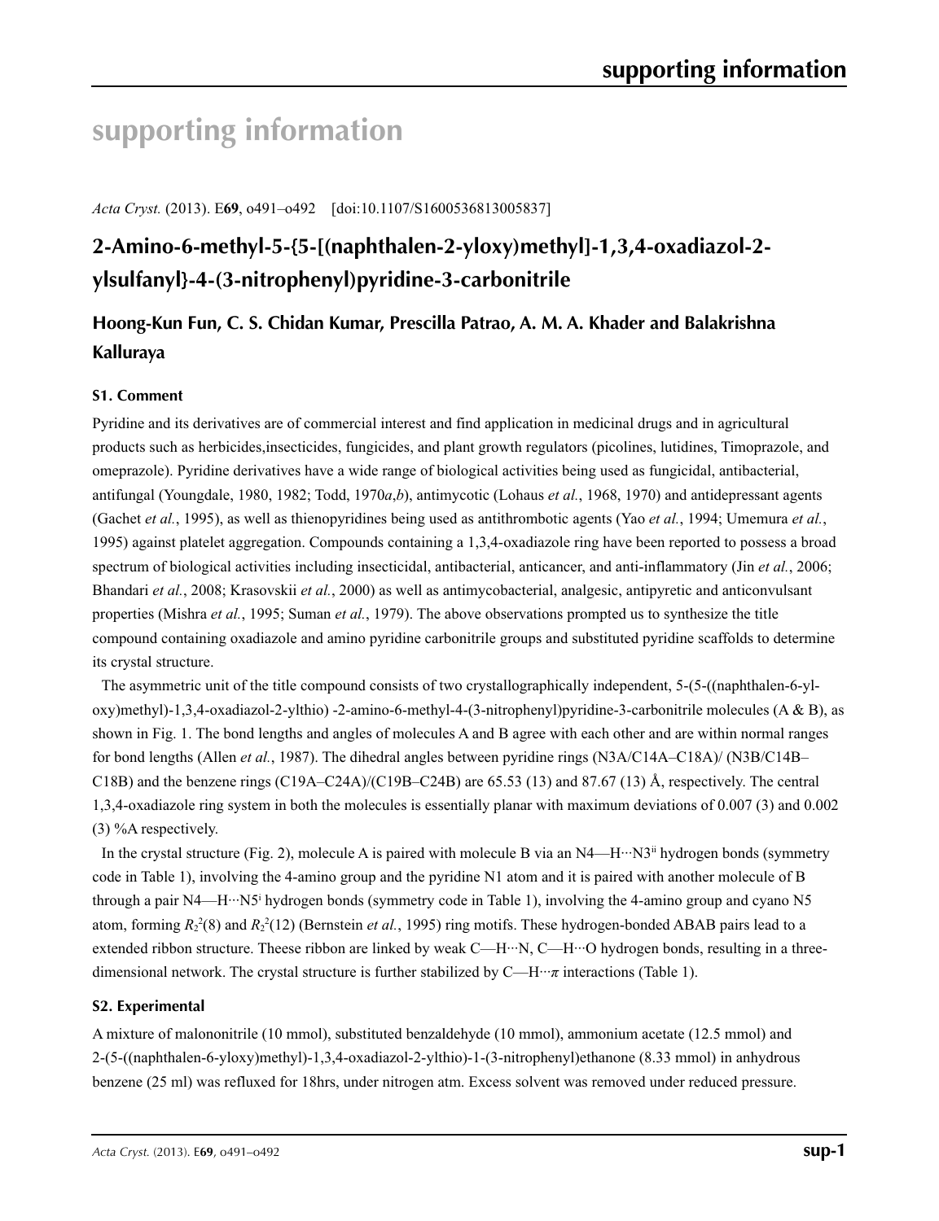# supporting information

*Acta Cryst.* (2013). E**69**, o491–o492 [doi:10.1107/S1600536813005837]

## 2-Amino-6-methyl-5-{5-[(naphthalen-2-yloxy)methyl]-1,3,4-oxadiazol-2-ylsulfanyl}-4-(3-nitrophenyl)pyridine-3-carbonitrile

### Hoong-Kun Fun, C. S. Chidan Kumar, Prescilla Patrao, A. M. A. Khader and Balakrishna Kalluraya

### S1. Comment

Pyridine and its derivatives are of commercial interest and find application in medicinal drugs and in agricultural products such as herbicides,insecticides, fungicides, and plant growth regulators (picolines, lutidines, Timoprazole, and omeprazole). Pyridine derivatives have a wide range of biological activities being used as fungicidal, antibacterial, antifungal (Youngdale, 1980, 1982; Todd, 1970*a*,*b*), antimycotic (Lohaus *et al.*, 1968, 1970) and antidepressant agents (Gachet *et al.*, 1995), as well as thienopyridines being used as antithrombotic agents (Yao *et al.*, 1994; Umemura *et al.*, 1995) against platelet aggregation. Compounds containing a 1,3,4-oxadiazole ring have been reported to possess a broad spectrum of biological activities including insecticidal, antibacterial, anticancer, and anti-inflammatory (Jin *et al.*, 2006; Bhandari *et al.*, 2008; Krasovskii *et al.*, 2000) as well as antimycobacterial, analgesic, antipyretic and anticonvulsant properties (Mishra *et al.*, 1995; Suman *et al.*, 1979). The above observations prompted us to synthesize the title compound containing oxadiazole and amino pyridine carbonitrile groups and substituted pyridine scaffolds to determine its crystal structure.

The asymmetric unit of the title compound consists of two crystallographically independent, 5-(5-((naphthalen-6-yl-oxy)methyl)-1,3,4-oxadiazol-2-ylthio) -2-amino-6-methyl-4-(3-nitrophenyl)pyridine-3-carbonitrile molecules (A & B), as shown in Fig. 1. The bond lengths and angles of molecules A and B agree with each other and are within normal ranges for bond lengths (Allen *et al.*, 1987). The dihedral angles between pyridine rings (N3A/C14A–C18A)/ (N3B/C14B–C18B) and the benzene rings (C19A–C24A)/(C19B–C24B) are 65.53 (13) and 87.67 (13) Å, respectively. The central 1,3,4-oxadiazole ring system in both the molecules is essentially planar with maximum deviations of 0.007 (3) and 0.002 (3) %A respectively.

In the crystal structure (Fig. 2), molecule A is paired with molecule B via an N4—H···N3[ii] hydrogen bonds (symmetry code in Table 1), involving the 4-amino group and the pyridine N1 atom and it is paired with another molecule of B through a pair N4—H···N5[i] hydrogen bonds (symmetry code in Table 1), involving the 4-amino group and cyano N5 atom, forming $R_2^2(8)$ and $R_2^2(12)$ (Bernstein *et al.*, 1995) ring motifs. These hydrogen-bonded ABAB pairs lead to a extended ribbon structure. Theese ribbon are linked by weak C—H···N, C—H···O hydrogen bonds, resulting in a three-dimensional network. The crystal structure is further stabilized by C—H···*π* interactions (Table 1).

### S2. Experimental

A mixture of malononitrile (10 mmol), substituted benzaldehyde (10 mmol), ammonium acetate (12.5 mmol) and 2-(5-((naphthalen-6-yloxy)methyl)-1,3,4-oxadiazol-2-ylthio)-1-(3-nitrophenyl)ethanone (8.33 mmol) in anhydrous benzene (25 ml) was refluxed for 18hrs, under nitrogen atm. Excess solvent was removed under reduced pressure.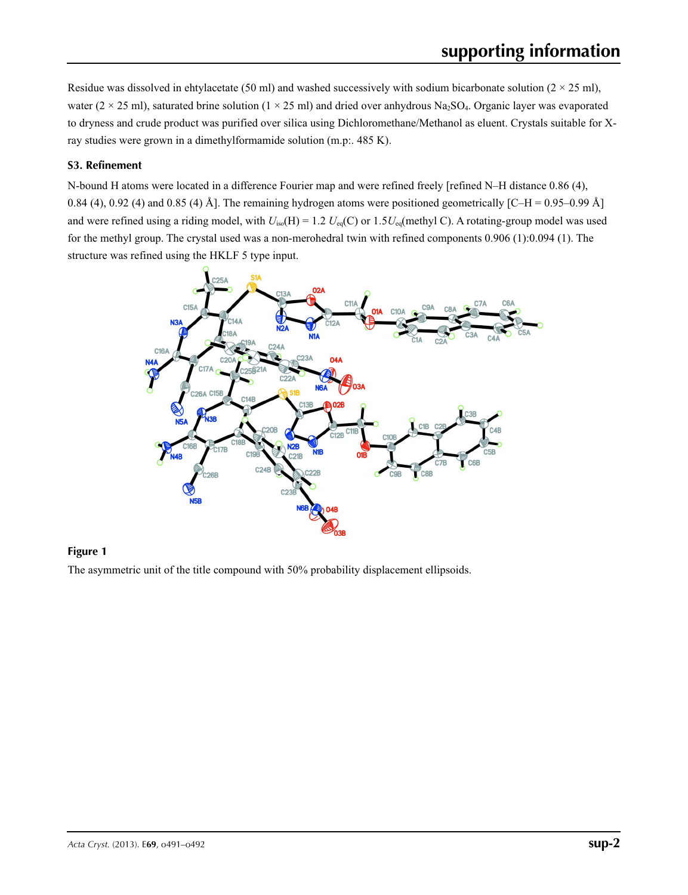Residue was dissolved in ehtylacetate (50 ml) and washed successively with sodium bicarbonate solution (2 × 25 ml), water (2 × 25 ml), saturated brine solution (1 × 25 ml) and dried over anhydrous $Na_2SO_4$. Organic layer was evaporated to dryness and crude product was purified over silica using Dichloromethane/Methanol as eluent. Crystals suitable for X-ray studies were grown in a dimethylformamide solution (m.p:. 485 K).

### S3. Refinement

N-bound H atoms were located in a difference Fourier map and were refined freely [refined N–H distance 0.86 (4), 0.84 (4), 0.92 (4) and 0.85 (4) Å]. The remaining hydrogen atoms were positioned geometrically [C–H = 0.95–0.99 Å] and were refined using a riding model, with $U_{iso}$(H) = 1.2 $U_{eq}$(C) or 1.5$U_{eq}$(methyl C). A rotating-group model was used for the methyl group. The crystal used was a non-merohedral twin with refined components 0.906 (1):0.094 (1). The structure was refined using the HKLF 5 type input.

**Figure 1**

The asymmetric unit of the title compound with 50% probability displacement ellipsoids.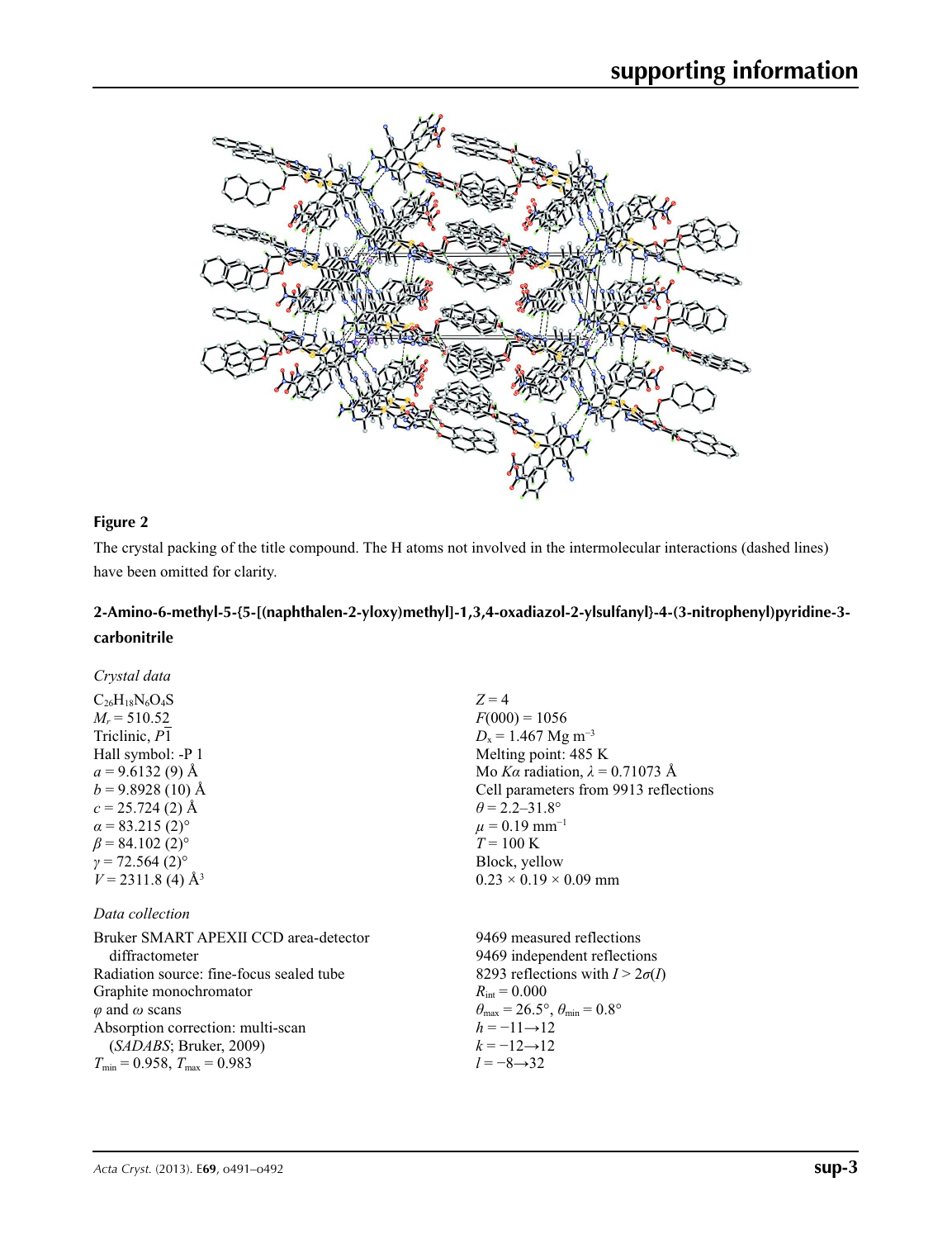**Figure 2**

The crystal packing of the title compound. The H atoms not involved in the intermolecular interactions (dashed lines) have been omitted for clarity.

## 2-Amino-6-methyl-5-{5-[(naphthalen-2-yloxy)methyl]-1,3,4-oxadiazol-2-ylsulfanyl}-4-(3-nitrophenyl)pyridine-3-carbonitrile

### *Crystal data*

$C_{26}H_{18}N_6O_4S$
$M_r = 510.52$
Triclinic, $P\overline{1}$
Hall symbol: -P 1
$a = 9.6132$ (9) Å
$b = 9.8928$ (10) Å
$c = 25.724$ (2) Å
$\alpha = 83.215$ (2)°
$\beta = 84.102$ (2)°
$\gamma = 72.564$ (2)°
$V = 2311.8$ (4) Å$^3$
$Z = 4$
$F(000) = 1056$
$D_x = 1.467$ Mg m$^{-3}$
Melting point: 485 K
Mo $K\alpha$ radiation, $\lambda = 0.71073$ Å
Cell parameters from 9913 reflections
$\theta = 2.2$–$31.8$°
$\mu = 0.19$ mm$^{-1}$
$T = 100$ K
Block, yellow
0.23 × 0.19 × 0.09 mm

### *Data collection*

Bruker SMART APEXII CCD area-detector diffractometer
Radiation source: fine-focus sealed tube
Graphite monochromator
$\varphi$ and $\omega$ scans
Absorption correction: multi-scan (*SADABS*; Bruker, 2009)
$T_{min} = 0.958$, $T_{max} = 0.983$
9469 measured reflections
9469 independent reflections
8293 reflections with $I > 2\sigma(I)$
$R_{int} = 0.000$
$\theta_{max} = 26.5$°, $\theta_{min} = 0.8$°
$h = -11 \rightarrow 12$
$k = -12 \rightarrow 12$
$l = -8 \rightarrow 32$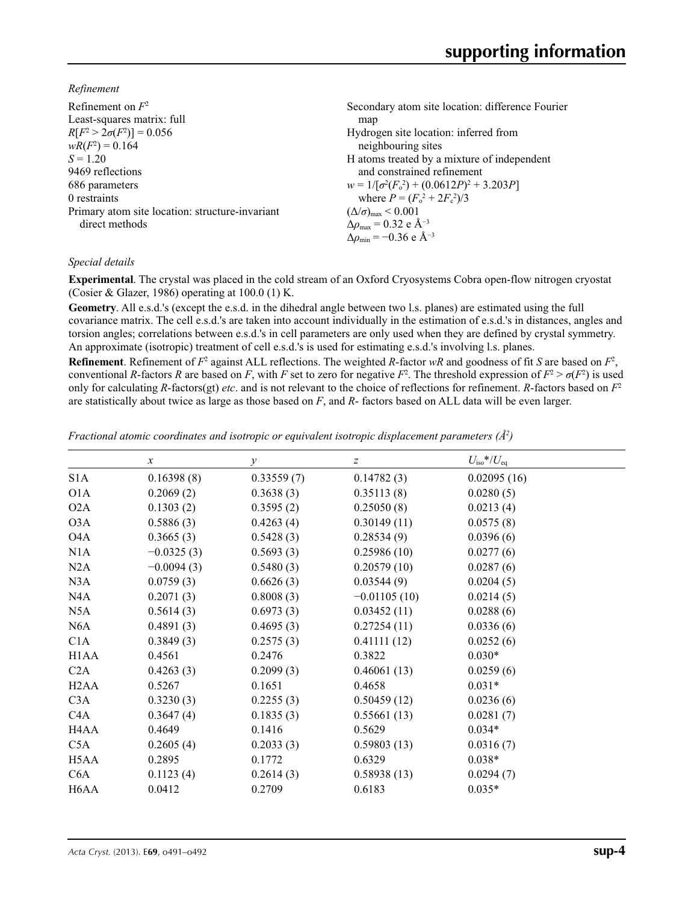*Refinement*

Refinement on $F^2$
Least-squares matrix: full
$R[F^2 > 2\sigma(F^2)] = 0.056$
$wR(F^2) = 0.164$
$S = 1.20$
9469 reflections
686 parameters
0 restraints
Primary atom site location: structure-invariant direct methods
Secondary atom site location: difference Fourier map
Hydrogen site location: inferred from neighbouring sites
H atoms treated by a mixture of independent and constrained refinement
$w = 1/[\sigma^2(F_o^2) + (0.0612P)^2 + 3.203P]$
where $P = (F_o^2 + 2F_c^2)/3$
$(\Delta/\sigma)_{max} < 0.001$
$\Delta\rho_{max} = 0.32$ e Å$^{-3}$
$\Delta\rho_{min} = -0.36$ e Å$^{-3}$

*Special details*

**Experimental**. The crystal was placed in the cold stream of an Oxford Cryosystems Cobra open-flow nitrogen cryostat (Cosier & Glazer, 1986) operating at 100.0 (1) K.

**Geometry**. All e.s.d.'s (except the e.s.d. in the dihedral angle between two l.s. planes) are estimated using the full covariance matrix. The cell e.s.d.'s are taken into account individually in the estimation of e.s.d.'s in distances, angles and torsion angles; correlations between e.s.d.'s in cell parameters are only used when they are defined by crystal symmetry. An approximate (isotropic) treatment of cell e.s.d.'s is used for estimating e.s.d.'s involving l.s. planes.

**Refinement**. Refinement of $F^2$ against ALL reflections. The weighted $R$-factor $wR$ and goodness of fit $S$ are based on $F^2$, conventional $R$-factors $R$ are based on $F$, with $F$ set to zero for negative $F^2$. The threshold expression of $F^2 > \sigma(F^2)$ is used only for calculating $R$-factors(gt) *etc*. and is not relevant to the choice of reflections for refinement. $R$-factors based on $F^2$ are statistically about twice as large as those based on $F$, and $R$- factors based on ALL data will be even larger.

*Fractional atomic coordinates and isotropic or equivalent isotropic displacement parameters (Å$^2$)*

| | $x$ | $y$ | $z$ | $U_{iso}$*/$U_{eq}$ |
|---|---|---|---|---|
| S1A | 0.16398 (8) | 0.33559 (7) | 0.14782 (3) | 0.02095 (16) |
| O1A | 0.2069 (2) | 0.3638 (3) | 0.35113 (8) | 0.0280 (5) |
| O2A | 0.1303 (2) | 0.3595 (2) | 0.25050 (8) | 0.0213 (4) |
| O3A | 0.5886 (3) | 0.4263 (4) | 0.30149 (11) | 0.0575 (8) |
| O4A | 0.3665 (3) | 0.5428 (3) | 0.28534 (9) | 0.0396 (6) |
| N1A | −0.0325 (3) | 0.5693 (3) | 0.25986 (10) | 0.0277 (6) |
| N2A | −0.0094 (3) | 0.5480 (3) | 0.20579 (10) | 0.0287 (6) |
| N3A | 0.0759 (3) | 0.6626 (3) | 0.03544 (9) | 0.0204 (5) |
| N4A | 0.2071 (3) | 0.8008 (3) | −0.01105 (10) | 0.0214 (5) |
| N5A | 0.5614 (3) | 0.6973 (3) | 0.03452 (11) | 0.0288 (6) |
| N6A | 0.4891 (3) | 0.4695 (3) | 0.27254 (11) | 0.0336 (6) |
| C1A | 0.3849 (3) | 0.2575 (3) | 0.41111 (12) | 0.0252 (6) |
| H1AA | 0.4561 | 0.2476 | 0.3822 | 0.030* |
| C2A | 0.4263 (3) | 0.2099 (3) | 0.46061 (13) | 0.0259 (6) |
| H2AA | 0.5267 | 0.1651 | 0.4658 | 0.031* |
| C3A | 0.3230 (3) | 0.2255 (3) | 0.50459 (12) | 0.0236 (6) |
| C4A | 0.3647 (4) | 0.1835 (3) | 0.55661 (13) | 0.0281 (7) |
| H4AA | 0.4649 | 0.1416 | 0.5629 | 0.034* |
| C5A | 0.2605 (4) | 0.2033 (3) | 0.59803 (13) | 0.0316 (7) |
| H5AA | 0.2895 | 0.1772 | 0.6329 | 0.038* |
| C6A | 0.1123 (4) | 0.2614 (3) | 0.58938 (13) | 0.0294 (7) |
| H6AA | 0.0412 | 0.2709 | 0.6183 | 0.035* |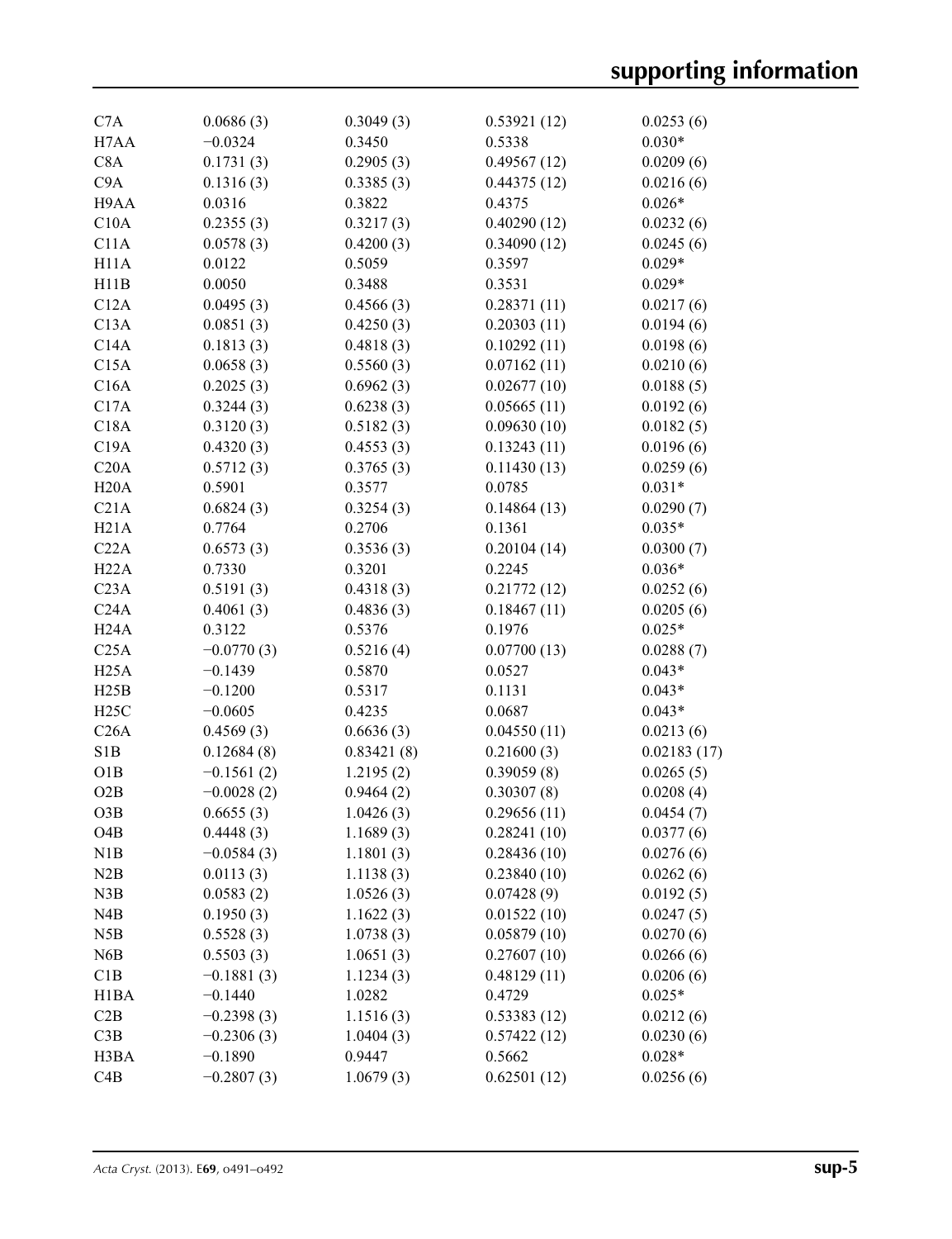| | | | | |
|---|---|---|---|---|
| C7A | 0.0686 (3) | 0.3049 (3) | 0.53921 (12) | 0.0253 (6) |
| H7AA | −0.0324 | 0.3450 | 0.5338 | 0.030* |
| C8A | 0.1731 (3) | 0.2905 (3) | 0.49567 (12) | 0.0209 (6) |
| C9A | 0.1316 (3) | 0.3385 (3) | 0.44375 (12) | 0.0216 (6) |
| H9AA | 0.0316 | 0.3822 | 0.4375 | 0.026* |
| C10A | 0.2355 (3) | 0.3217 (3) | 0.40290 (12) | 0.0232 (6) |
| C11A | 0.0578 (3) | 0.4200 (3) | 0.34090 (12) | 0.0245 (6) |
| H11A | 0.0122 | 0.5059 | 0.3597 | 0.029* |
| H11B | 0.0050 | 0.3488 | 0.3531 | 0.029* |
| C12A | 0.0495 (3) | 0.4566 (3) | 0.28371 (11) | 0.0217 (6) |
| C13A | 0.0851 (3) | 0.4250 (3) | 0.20303 (11) | 0.0194 (6) |
| C14A | 0.1813 (3) | 0.4818 (3) | 0.10292 (11) | 0.0198 (6) |
| C15A | 0.0658 (3) | 0.5560 (3) | 0.07162 (11) | 0.0210 (6) |
| C16A | 0.2025 (3) | 0.6962 (3) | 0.02677 (10) | 0.0188 (5) |
| C17A | 0.3244 (3) | 0.6238 (3) | 0.05665 (11) | 0.0192 (6) |
| C18A | 0.3120 (3) | 0.5182 (3) | 0.09630 (10) | 0.0182 (5) |
| C19A | 0.4320 (3) | 0.4553 (3) | 0.13243 (11) | 0.0196 (6) |
| C20A | 0.5712 (3) | 0.3765 (3) | 0.11430 (13) | 0.0259 (6) |
| H20A | 0.5901 | 0.3577 | 0.0785 | 0.031* |
| C21A | 0.6824 (3) | 0.3254 (3) | 0.14864 (13) | 0.0290 (7) |
| H21A | 0.7764 | 0.2706 | 0.1361 | 0.035* |
| C22A | 0.6573 (3) | 0.3536 (3) | 0.20104 (14) | 0.0300 (7) |
| H22A | 0.7330 | 0.3201 | 0.2245 | 0.036* |
| C23A | 0.5191 (3) | 0.4318 (3) | 0.21772 (12) | 0.0252 (6) |
| C24A | 0.4061 (3) | 0.4836 (3) | 0.18467 (11) | 0.0205 (6) |
| H24A | 0.3122 | 0.5376 | 0.1976 | 0.025* |
| C25A | −0.0770 (3) | 0.5216 (4) | 0.07700 (13) | 0.0288 (7) |
| H25A | −0.1439 | 0.5870 | 0.0527 | 0.043* |
| H25B | −0.1200 | 0.5317 | 0.1131 | 0.043* |
| H25C | −0.0605 | 0.4235 | 0.0687 | 0.043* |
| C26A | 0.4569 (3) | 0.6636 (3) | 0.04550 (11) | 0.0213 (6) |
| S1B | 0.12684 (8) | 0.83421 (8) | 0.21600 (3) | 0.02183 (17) |
| O1B | −0.1561 (2) | 1.2195 (2) | 0.39059 (8) | 0.0265 (5) |
| O2B | −0.0028 (2) | 0.9464 (2) | 0.30307 (8) | 0.0208 (4) |
| O3B | 0.6655 (3) | 1.0426 (3) | 0.29656 (11) | 0.0454 (7) |
| O4B | 0.4448 (3) | 1.1689 (3) | 0.28241 (10) | 0.0377 (6) |
| N1B | −0.0584 (3) | 1.1801 (3) | 0.28436 (10) | 0.0276 (6) |
| N2B | 0.0113 (3) | 1.1138 (3) | 0.23840 (10) | 0.0262 (6) |
| N3B | 0.0583 (2) | 1.0526 (3) | 0.07428 (9) | 0.0192 (5) |
| N4B | 0.1950 (3) | 1.1622 (3) | 0.01522 (10) | 0.0247 (5) |
| N5B | 0.5528 (3) | 1.0738 (3) | 0.05879 (10) | 0.0270 (6) |
| N6B | 0.5503 (3) | 1.0651 (3) | 0.27607 (10) | 0.0266 (6) |
| C1B | −0.1881 (3) | 1.1234 (3) | 0.48129 (11) | 0.0206 (6) |
| H1BA | −0.1440 | 1.0282 | 0.4729 | 0.025* |
| C2B | −0.2398 (3) | 1.1516 (3) | 0.53383 (12) | 0.0212 (6) |
| C3B | −0.2306 (3) | 1.0404 (3) | 0.57422 (12) | 0.0230 (6) |
| H3BA | −0.1890 | 0.9447 | 0.5662 | 0.028* |
| C4B | −0.2807 (3) | 1.0679 (3) | 0.62501 (12) | 0.0256 (6) |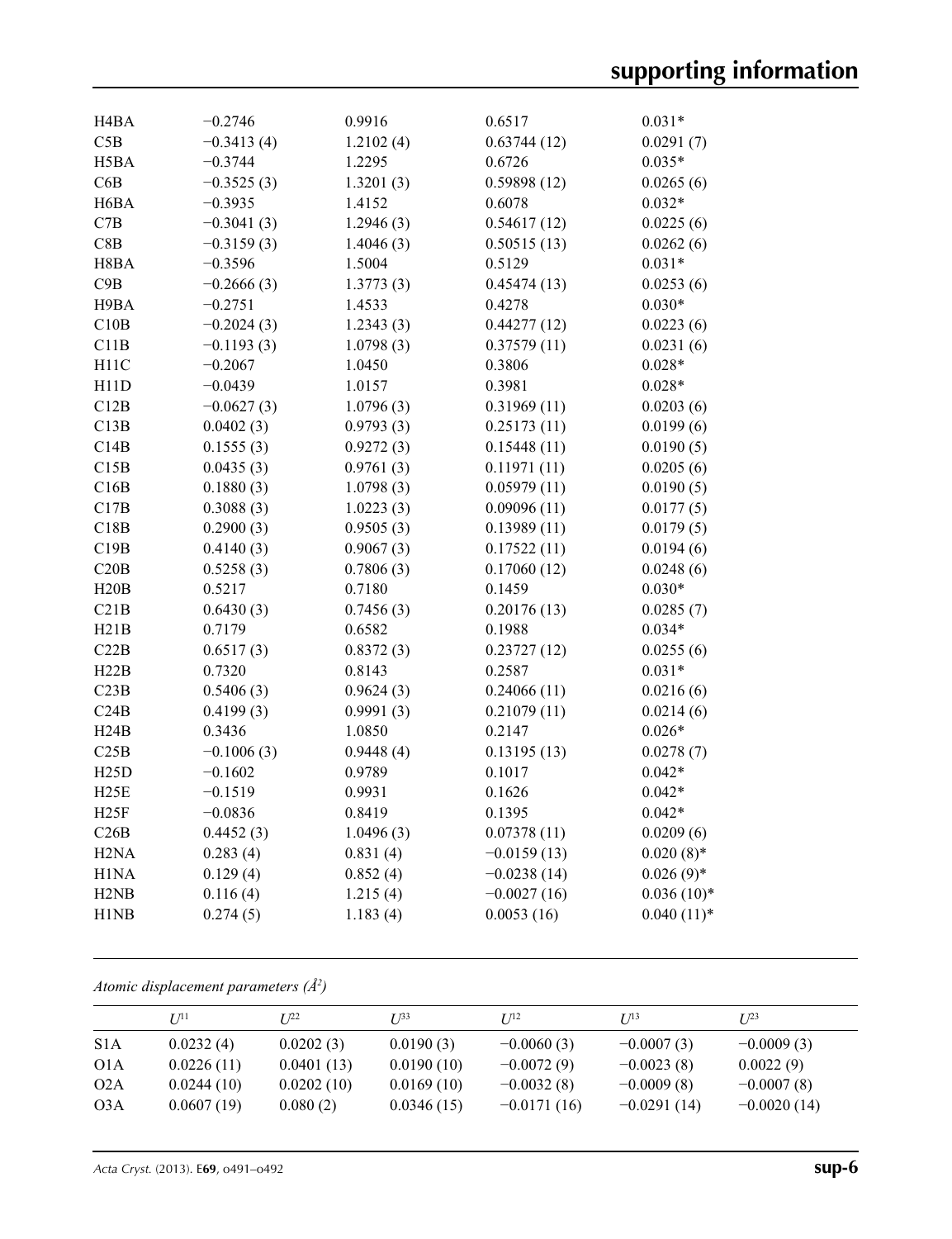| | | | | |
|---|---|---|---|---|
| H4BA | −0.2746 | 0.9916 | 0.6517 | 0.031* |
| C5B | −0.3413 (4) | 1.2102 (4) | 0.63744 (12) | 0.0291 (7) |
| H5BA | −0.3744 | 1.2295 | 0.6726 | 0.035* |
| C6B | −0.3525 (3) | 1.3201 (3) | 0.59898 (12) | 0.0265 (6) |
| H6BA | −0.3935 | 1.4152 | 0.6078 | 0.032* |
| C7B | −0.3041 (3) | 1.2946 (3) | 0.54617 (12) | 0.0225 (6) |
| C8B | −0.3159 (3) | 1.4046 (3) | 0.50515 (13) | 0.0262 (6) |
| H8BA | −0.3596 | 1.5004 | 0.5129 | 0.031* |
| C9B | −0.2666 (3) | 1.3773 (3) | 0.45474 (13) | 0.0253 (6) |
| H9BA | −0.2751 | 1.4533 | 0.4278 | 0.030* |
| C10B | −0.2024 (3) | 1.2343 (3) | 0.44277 (12) | 0.0223 (6) |
| C11B | −0.1193 (3) | 1.0798 (3) | 0.37579 (11) | 0.0231 (6) |
| H11C | −0.2067 | 1.0450 | 0.3806 | 0.028* |
| H11D | −0.0439 | 1.0157 | 0.3981 | 0.028* |
| C12B | −0.0627 (3) | 1.0796 (3) | 0.31969 (11) | 0.0203 (6) |
| C13B | 0.0402 (3) | 0.9793 (3) | 0.25173 (11) | 0.0199 (6) |
| C14B | 0.1555 (3) | 0.9272 (3) | 0.15448 (11) | 0.0190 (5) |
| C15B | 0.0435 (3) | 0.9761 (3) | 0.11971 (11) | 0.0205 (6) |
| C16B | 0.1880 (3) | 1.0798 (3) | 0.05979 (11) | 0.0190 (5) |
| C17B | 0.3088 (3) | 1.0223 (3) | 0.09096 (11) | 0.0177 (5) |
| C18B | 0.2900 (3) | 0.9505 (3) | 0.13989 (11) | 0.0179 (5) |
| C19B | 0.4140 (3) | 0.9067 (3) | 0.17522 (11) | 0.0194 (6) |
| C20B | 0.5258 (3) | 0.7806 (3) | 0.17060 (12) | 0.0248 (6) |
| H20B | 0.5217 | 0.7180 | 0.1459 | 0.030* |
| C21B | 0.6430 (3) | 0.7456 (3) | 0.20176 (13) | 0.0285 (7) |
| H21B | 0.7179 | 0.6582 | 0.1988 | 0.034* |
| C22B | 0.6517 (3) | 0.8372 (3) | 0.23727 (12) | 0.0255 (6) |
| H22B | 0.7320 | 0.8143 | 0.2587 | 0.031* |
| C23B | 0.5406 (3) | 0.9624 (3) | 0.24066 (11) | 0.0216 (6) |
| C24B | 0.4199 (3) | 0.9991 (3) | 0.21079 (11) | 0.0214 (6) |
| H24B | 0.3436 | 1.0850 | 0.2147 | 0.026* |
| C25B | −0.1006 (3) | 0.9448 (4) | 0.13195 (13) | 0.0278 (7) |
| H25D | −0.1602 | 0.9789 | 0.1017 | 0.042* |
| H25E | −0.1519 | 0.9931 | 0.1626 | 0.042* |
| H25F | −0.0836 | 0.8419 | 0.1395 | 0.042* |
| C26B | 0.4452 (3) | 1.0496 (3) | 0.07378 (11) | 0.0209 (6) |
| H2NA | 0.283 (4) | 0.831 (4) | −0.0159 (13) | 0.020 (8)* |
| H1NA | 0.129 (4) | 0.852 (4) | −0.0238 (14) | 0.026 (9)* |
| H2NB | 0.116 (4) | 1.215 (4) | −0.0027 (16) | 0.036 (10)* |
| H1NB | 0.274 (5) | 1.183 (4) | 0.0053 (16) | 0.040 (11)* |

*Atomic displacement parameters ($Å^2$)*

| | $U^{11}$ | $U^{22}$ | $U^{33}$ | $U^{12}$ | $U^{13}$ | $U^{23}$ |
|---|---|---|---|---|---|---|
| S1A | 0.0232 (4) | 0.0202 (3) | 0.0190 (3) | −0.0060 (3) | −0.0007 (3) | −0.0009 (3) |
| O1A | 0.0226 (11) | 0.0401 (13) | 0.0190 (10) | −0.0072 (9) | −0.0023 (8) | 0.0022 (9) |
| O2A | 0.0244 (10) | 0.0202 (10) | 0.0169 (10) | −0.0032 (8) | −0.0009 (8) | −0.0007 (8) |
| O3A | 0.0607 (19) | 0.080 (2) | 0.0346 (15) | −0.0171 (16) | −0.0291 (14) | −0.0020 (14) |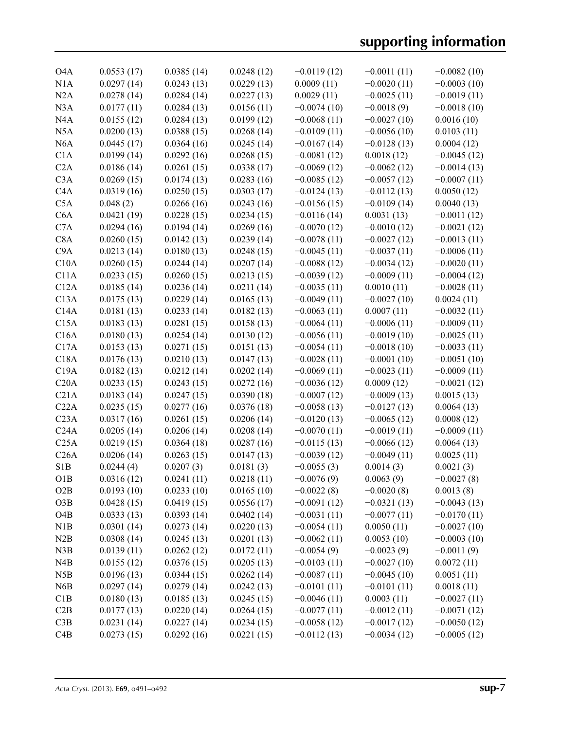| | | | | | | |
|---|---|---|---|---|---|---|
| O4A | 0.0553 (17) | 0.0385 (14) | 0.0248 (12) | −0.0119 (12) | −0.0011 (11) | −0.0082 (10) |
| N1A | 0.0297 (14) | 0.0243 (13) | 0.0229 (13) | 0.0009 (11) | −0.0020 (11) | −0.0003 (10) |
| N2A | 0.0278 (14) | 0.0284 (14) | 0.0227 (13) | 0.0029 (11) | −0.0025 (11) | −0.0019 (11) |
| N3A | 0.0177 (11) | 0.0284 (13) | 0.0156 (11) | −0.0074 (10) | −0.0018 (9) | −0.0018 (10) |
| N4A | 0.0155 (12) | 0.0284 (13) | 0.0199 (12) | −0.0068 (11) | −0.0027 (10) | 0.0016 (10) |
| N5A | 0.0200 (13) | 0.0388 (15) | 0.0268 (14) | −0.0109 (11) | −0.0056 (10) | 0.0103 (11) |
| N6A | 0.0445 (17) | 0.0364 (16) | 0.0245 (14) | −0.0167 (14) | −0.0128 (13) | 0.0004 (12) |
| C1A | 0.0199 (14) | 0.0292 (16) | 0.0268 (15) | −0.0081 (12) | 0.0018 (12) | −0.0045 (12) |
| C2A | 0.0186 (14) | 0.0261 (15) | 0.0338 (17) | −0.0069 (12) | −0.0062 (12) | −0.0014 (13) |
| C3A | 0.0269 (15) | 0.0174 (13) | 0.0283 (16) | −0.0085 (12) | −0.0057 (12) | −0.0007 (11) |
| C4A | 0.0319 (16) | 0.0250 (15) | 0.0303 (17) | −0.0124 (13) | −0.0112 (13) | 0.0050 (12) |
| C5A | 0.048 (2) | 0.0266 (16) | 0.0243 (16) | −0.0156 (15) | −0.0109 (14) | 0.0040 (13) |
| C6A | 0.0421 (19) | 0.0228 (15) | 0.0234 (15) | −0.0116 (14) | 0.0031 (13) | −0.0011 (12) |
| C7A | 0.0294 (16) | 0.0194 (14) | 0.0269 (16) | −0.0070 (12) | −0.0010 (12) | −0.0021 (12) |
| C8A | 0.0260 (15) | 0.0142 (13) | 0.0239 (14) | −0.0078 (11) | −0.0027 (12) | −0.0013 (11) |
| C9A | 0.0213 (14) | 0.0180 (13) | 0.0248 (15) | −0.0045 (11) | −0.0037 (11) | −0.0006 (11) |
| C10A | 0.0260 (15) | 0.0244 (14) | 0.0207 (14) | −0.0088 (12) | −0.0034 (12) | −0.0020 (11) |
| C11A | 0.0233 (15) | 0.0260 (15) | 0.0213 (15) | −0.0039 (12) | −0.0009 (11) | −0.0004 (12) |
| C12A | 0.0185 (14) | 0.0236 (14) | 0.0211 (14) | −0.0035 (11) | 0.0010 (11) | −0.0028 (11) |
| C13A | 0.0175 (13) | 0.0229 (14) | 0.0165 (13) | −0.0049 (11) | −0.0027 (10) | 0.0024 (11) |
| C14A | 0.0181 (13) | 0.0233 (14) | 0.0182 (13) | −0.0063 (11) | 0.0007 (11) | −0.0032 (11) |
| C15A | 0.0183 (13) | 0.0281 (15) | 0.0158 (13) | −0.0064 (11) | −0.0006 (11) | −0.0009 (11) |
| C16A | 0.0180 (13) | 0.0254 (14) | 0.0130 (12) | −0.0056 (11) | −0.0019 (10) | −0.0025 (11) |
| C17A | 0.0153 (13) | 0.0271 (15) | 0.0151 (13) | −0.0054 (11) | −0.0018 (10) | −0.0033 (11) |
| C18A | 0.0176 (13) | 0.0210 (13) | 0.0147 (13) | −0.0028 (11) | −0.0001 (10) | −0.0051 (10) |
| C19A | 0.0182 (13) | 0.0212 (14) | 0.0202 (14) | −0.0069 (11) | −0.0023 (11) | −0.0009 (11) |
| C20A | 0.0233 (15) | 0.0243 (15) | 0.0272 (16) | −0.0036 (12) | 0.0009 (12) | −0.0021 (12) |
| C21A | 0.0183 (14) | 0.0247 (15) | 0.0390 (18) | −0.0007 (12) | −0.0009 (13) | 0.0015 (13) |
| C22A | 0.0235 (15) | 0.0277 (16) | 0.0376 (18) | −0.0058 (13) | −0.0127 (13) | 0.0064 (13) |
| C23A | 0.0317 (16) | 0.0261 (15) | 0.0206 (14) | −0.0120 (13) | −0.0065 (12) | 0.0008 (12) |
| C24A | 0.0205 (14) | 0.0206 (14) | 0.0208 (14) | −0.0070 (11) | −0.0019 (11) | −0.0009 (11) |
| C25A | 0.0219 (15) | 0.0364 (18) | 0.0287 (16) | −0.0115 (13) | −0.0066 (12) | 0.0064 (13) |
| C26A | 0.0206 (14) | 0.0263 (15) | 0.0147 (13) | −0.0039 (12) | −0.0049 (11) | 0.0025 (11) |
| S1B | 0.0244 (4) | 0.0207 (3) | 0.0181 (3) | −0.0055 (3) | 0.0014 (3) | 0.0021 (3) |
| O1B | 0.0316 (12) | 0.0241 (11) | 0.0218 (11) | −0.0076 (9) | 0.0063 (9) | −0.0027 (8) |
| O2B | 0.0193 (10) | 0.0233 (10) | 0.0165 (10) | −0.0022 (8) | −0.0020 (8) | 0.0013 (8) |
| O3B | 0.0428 (15) | 0.0419 (15) | 0.0556 (17) | −0.0091 (12) | −0.0321 (13) | −0.0043 (13) |
| O4B | 0.0333 (13) | 0.0393 (14) | 0.0402 (14) | −0.0031 (11) | −0.0077 (11) | −0.0170 (11) |
| N1B | 0.0301 (14) | 0.0273 (14) | 0.0220 (13) | −0.0054 (11) | 0.0050 (11) | −0.0027 (10) |
| N2B | 0.0308 (14) | 0.0245 (13) | 0.0201 (13) | −0.0062 (11) | 0.0053 (10) | −0.0003 (10) |
| N3B | 0.0139 (11) | 0.0262 (12) | 0.0172 (11) | −0.0054 (9) | −0.0023 (9) | −0.0011 (9) |
| N4B | 0.0155 (12) | 0.0376 (15) | 0.0205 (13) | −0.0103 (11) | −0.0027 (10) | 0.0072 (11) |
| N5B | 0.0196 (13) | 0.0344 (15) | 0.0262 (14) | −0.0087 (11) | −0.0045 (10) | 0.0051 (11) |
| N6B | 0.0297 (14) | 0.0279 (14) | 0.0242 (13) | −0.0101 (11) | −0.0101 (11) | 0.0018 (11) |
| C1B | 0.0180 (13) | 0.0185 (13) | 0.0245 (15) | −0.0046 (11) | 0.0003 (11) | −0.0027 (11) |
| C2B | 0.0177 (13) | 0.0220 (14) | 0.0264 (15) | −0.0077 (11) | −0.0012 (11) | −0.0071 (12) |
| C3B | 0.0231 (14) | 0.0227 (14) | 0.0234 (15) | −0.0058 (12) | −0.0017 (12) | −0.0050 (12) |
| C4B | 0.0273 (15) | 0.0292 (16) | 0.0221 (15) | −0.0112 (13) | −0.0034 (12) | −0.0005 (12) |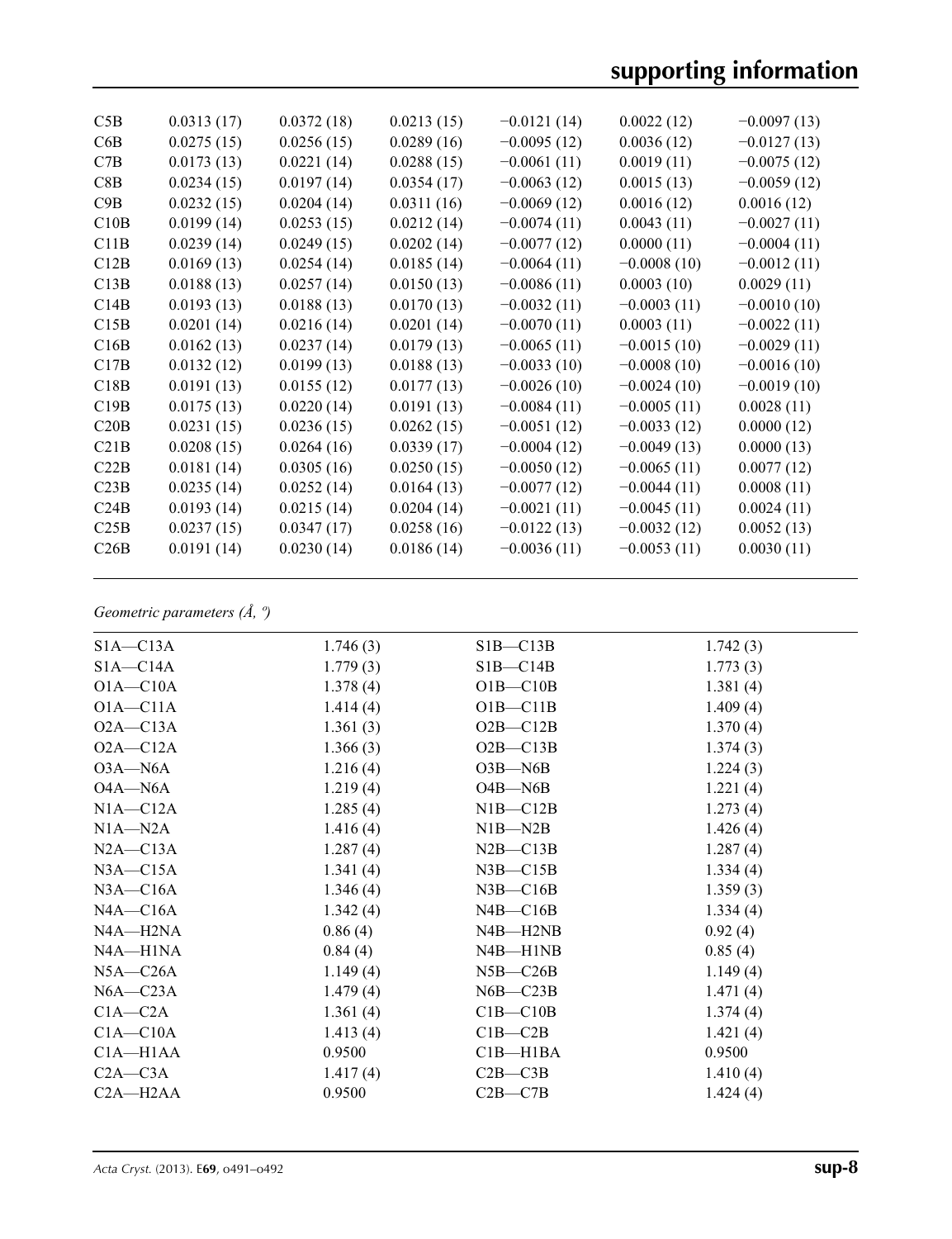| | | | | | | |
|---|---|---|---|---|---|---|
| C5B | 0.0313 (17) | 0.0372 (18) | 0.0213 (15) | −0.0121 (14) | 0.0022 (12) | −0.0097 (13) |
| C6B | 0.0275 (15) | 0.0256 (15) | 0.0289 (16) | −0.0095 (12) | 0.0036 (12) | −0.0127 (13) |
| C7B | 0.0173 (13) | 0.0221 (14) | 0.0288 (15) | −0.0061 (11) | 0.0019 (11) | −0.0075 (12) |
| C8B | 0.0234 (15) | 0.0197 (14) | 0.0354 (17) | −0.0063 (12) | 0.0015 (13) | −0.0059 (12) |
| C9B | 0.0232 (15) | 0.0204 (14) | 0.0311 (16) | −0.0069 (12) | 0.0016 (12) | 0.0016 (12) |
| C10B | 0.0199 (14) | 0.0253 (15) | 0.0212 (14) | −0.0074 (11) | 0.0043 (11) | −0.0027 (11) |
| C11B | 0.0239 (14) | 0.0249 (15) | 0.0202 (14) | −0.0077 (12) | 0.0000 (11) | −0.0004 (11) |
| C12B | 0.0169 (13) | 0.0254 (14) | 0.0185 (14) | −0.0064 (11) | −0.0008 (10) | −0.0012 (11) |
| C13B | 0.0188 (13) | 0.0257 (14) | 0.0150 (13) | −0.0086 (11) | 0.0003 (10) | 0.0029 (11) |
| C14B | 0.0193 (13) | 0.0188 (13) | 0.0170 (13) | −0.0032 (11) | −0.0003 (11) | −0.0010 (10) |
| C15B | 0.0201 (14) | 0.0216 (14) | 0.0201 (14) | −0.0070 (11) | 0.0003 (11) | −0.0022 (11) |
| C16B | 0.0162 (13) | 0.0237 (14) | 0.0179 (13) | −0.0065 (11) | −0.0015 (10) | −0.0029 (11) |
| C17B | 0.0132 (12) | 0.0199 (13) | 0.0188 (13) | −0.0033 (10) | −0.0008 (10) | −0.0016 (10) |
| C18B | 0.0191 (13) | 0.0155 (12) | 0.0177 (13) | −0.0026 (10) | −0.0024 (10) | −0.0019 (10) |
| C19B | 0.0175 (13) | 0.0220 (14) | 0.0191 (13) | −0.0084 (11) | −0.0005 (11) | 0.0028 (11) |
| C20B | 0.0231 (15) | 0.0236 (15) | 0.0262 (15) | −0.0051 (12) | −0.0033 (12) | 0.0000 (12) |
| C21B | 0.0208 (15) | 0.0264 (16) | 0.0339 (17) | −0.0004 (12) | −0.0049 (13) | 0.0000 (13) |
| C22B | 0.0181 (14) | 0.0305 (16) | 0.0250 (15) | −0.0050 (12) | −0.0065 (11) | 0.0077 (12) |
| C23B | 0.0235 (14) | 0.0252 (14) | 0.0164 (13) | −0.0077 (12) | −0.0044 (11) | 0.0008 (11) |
| C24B | 0.0193 (14) | 0.0215 (14) | 0.0204 (14) | −0.0021 (11) | −0.0045 (11) | 0.0024 (11) |
| C25B | 0.0237 (15) | 0.0347 (17) | 0.0258 (16) | −0.0122 (13) | −0.0032 (12) | 0.0052 (13) |
| C26B | 0.0191 (14) | 0.0230 (14) | 0.0186 (14) | −0.0036 (11) | −0.0053 (11) | 0.0030 (11) |

*Geometric parameters (Å, º)*

| | | | |
|---|---|---|---|
| S1A—C13A | 1.746 (3) | S1B—C13B | 1.742 (3) |
| S1A—C14A | 1.779 (3) | S1B—C14B | 1.773 (3) |
| O1A—C10A | 1.378 (4) | O1B—C10B | 1.381 (4) |
| O1A—C11A | 1.414 (4) | O1B—C11B | 1.409 (4) |
| O2A—C13A | 1.361 (3) | O2B—C12B | 1.370 (4) |
| O2A—C12A | 1.366 (3) | O2B—C13B | 1.374 (3) |
| O3A—N6A | 1.216 (4) | O3B—N6B | 1.224 (3) |
| O4A—N6A | 1.219 (4) | O4B—N6B | 1.221 (4) |
| N1A—C12A | 1.285 (4) | N1B—C12B | 1.273 (4) |
| N1A—N2A | 1.416 (4) | N1B—N2B | 1.426 (4) |
| N2A—C13A | 1.287 (4) | N2B—C13B | 1.287 (4) |
| N3A—C15A | 1.341 (4) | N3B—C15B | 1.334 (4) |
| N3A—C16A | 1.346 (4) | N3B—C16B | 1.359 (3) |
| N4A—C16A | 1.342 (4) | N4B—C16B | 1.334 (4) |
| N4A—H2NA | 0.86 (4) | N4B—H2NB | 0.92 (4) |
| N4A—H1NA | 0.84 (4) | N4B—H1NB | 0.85 (4) |
| N5A—C26A | 1.149 (4) | N5B—C26B | 1.149 (4) |
| N6A—C23A | 1.479 (4) | N6B—C23B | 1.471 (4) |
| C1A—C2A | 1.361 (4) | C1B—C10B | 1.374 (4) |
| C1A—C10A | 1.413 (4) | C1B—C2B | 1.421 (4) |
| C1A—H1AA | 0.9500 | C1B—H1BA | 0.9500 |
| C2A—C3A | 1.417 (4) | C2B—C3B | 1.410 (4) |
| C2A—H2AA | 0.9500 | C2B—C7B | 1.424 (4) |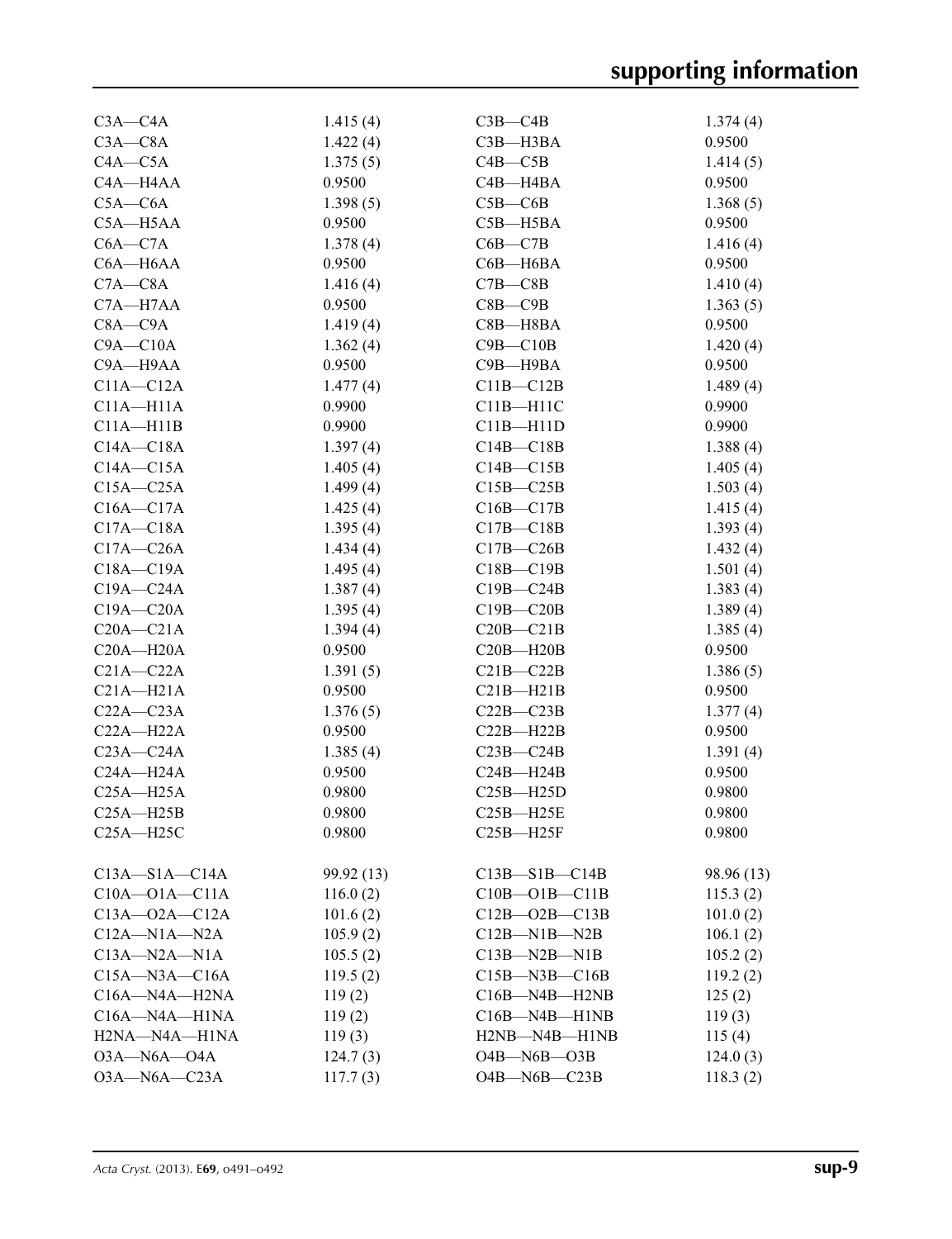| | | | |
|---|---|---|---|
| C3A—C4A | 1.415 (4) | C3B—C4B | 1.374 (4) |
| C3A—C8A | 1.422 (4) | C3B—H3BA | 0.9500 |
| C4A—C5A | 1.375 (5) | C4B—C5B | 1.414 (5) |
| C4A—H4AA | 0.9500 | C4B—H4BA | 0.9500 |
| C5A—C6A | 1.398 (5) | C5B—C6B | 1.368 (5) |
| C5A—H5AA | 0.9500 | C5B—H5BA | 0.9500 |
| C6A—C7A | 1.378 (4) | C6B—C7B | 1.416 (4) |
| C6A—H6AA | 0.9500 | C6B—H6BA | 0.9500 |
| C7A—C8A | 1.416 (4) | C7B—C8B | 1.410 (4) |
| C7A—H7AA | 0.9500 | C8B—C9B | 1.363 (5) |
| C8A—C9A | 1.419 (4) | C8B—H8BA | 0.9500 |
| C9A—C10A | 1.362 (4) | C9B—C10B | 1.420 (4) |
| C9A—H9AA | 0.9500 | C9B—H9BA | 0.9500 |
| C11A—C12A | 1.477 (4) | C11B—C12B | 1.489 (4) |
| C11A—H11A | 0.9900 | C11B—H11C | 0.9900 |
| C11A—H11B | 0.9900 | C11B—H11D | 0.9900 |
| C14A—C18A | 1.397 (4) | C14B—C18B | 1.388 (4) |
| C14A—C15A | 1.405 (4) | C14B—C15B | 1.405 (4) |
| C15A—C25A | 1.499 (4) | C15B—C25B | 1.503 (4) |
| C16A—C17A | 1.425 (4) | C16B—C17B | 1.415 (4) |
| C17A—C18A | 1.395 (4) | C17B—C18B | 1.393 (4) |
| C17A—C26A | 1.434 (4) | C17B—C26B | 1.432 (4) |
| C18A—C19A | 1.495 (4) | C18B—C19B | 1.501 (4) |
| C19A—C24A | 1.387 (4) | C19B—C24B | 1.383 (4) |
| C19A—C20A | 1.395 (4) | C19B—C20B | 1.389 (4) |
| C20A—C21A | 1.394 (4) | C20B—C21B | 1.385 (4) |
| C20A—H20A | 0.9500 | C20B—H20B | 0.9500 |
| C21A—C22A | 1.391 (5) | C21B—C22B | 1.386 (5) |
| C21A—H21A | 0.9500 | C21B—H21B | 0.9500 |
| C22A—C23A | 1.376 (5) | C22B—C23B | 1.377 (4) |
| C22A—H22A | 0.9500 | C22B—H22B | 0.9500 |
| C23A—C24A | 1.385 (4) | C23B—C24B | 1.391 (4) |
| C24A—H24A | 0.9500 | C24B—H24B | 0.9500 |
| C25A—H25A | 0.9800 | C25B—H25D | 0.9800 |
| C25A—H25B | 0.9800 | C25B—H25E | 0.9800 |
| C25A—H25C | 0.9800 | C25B—H25F | 0.9800 |
| | | | |
| C13A—S1A—C14A | 99.92 (13) | C13B—S1B—C14B | 98.96 (13) |
| C10A—O1A—C11A | 116.0 (2) | C10B—O1B—C11B | 115.3 (2) |
| C13A—O2A—C12A | 101.6 (2) | C12B—O2B—C13B | 101.0 (2) |
| C12A—N1A—N2A | 105.9 (2) | C12B—N1B—N2B | 106.1 (2) |
| C13A—N2A—N1A | 105.5 (2) | C13B—N2B—N1B | 105.2 (2) |
| C15A—N3A—C16A | 119.5 (2) | C15B—N3B—C16B | 119.2 (2) |
| C16A—N4A—H2NA | 119 (2) | C16B—N4B—H2NB | 125 (2) |
| C16A—N4A—H1NA | 119 (2) | C16B—N4B—H1NB | 119 (3) |
| H2NA—N4A—H1NA | 119 (3) | H2NB—N4B—H1NB | 115 (4) |
| O3A—N6A—O4A | 124.7 (3) | O4B—N6B—O3B | 124.0 (3) |
| O3A—N6A—C23A | 117.7 (3) | O4B—N6B—C23B | 118.3 (2) |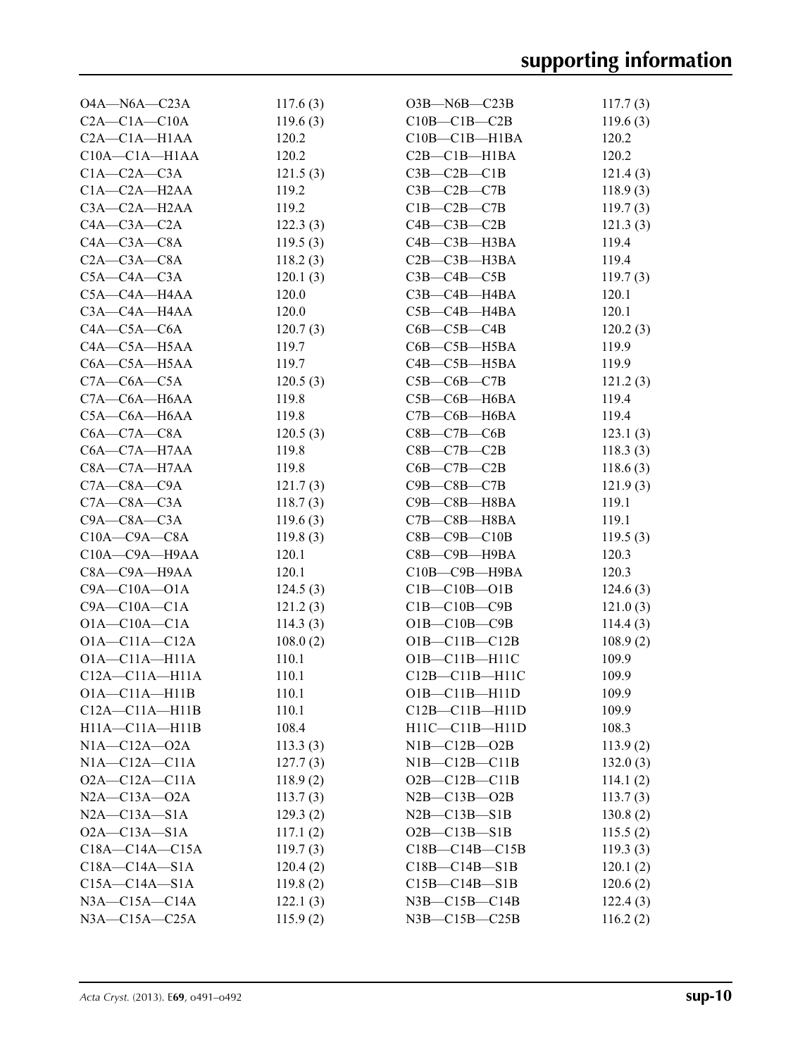| | | | |
|---|---|---|---|
| O4A—N6A—C23A | 117.6 (3) | O3B—N6B—C23B | 117.7 (3) |
| C2A—C1A—C10A | 119.6 (3) | C10B—C1B—C2B | 119.6 (3) |
| C2A—C1A—H1AA | 120.2 | C10B—C1B—H1BA | 120.2 |
| C10A—C1A—H1AA | 120.2 | C2B—C1B—H1BA | 120.2 |
| C1A—C2A—C3A | 121.5 (3) | C3B—C2B—C1B | 121.4 (3) |
| C1A—C2A—H2AA | 119.2 | C3B—C2B—C7B | 118.9 (3) |
| C3A—C2A—H2AA | 119.2 | C1B—C2B—C7B | 119.7 (3) |
| C4A—C3A—C2A | 122.3 (3) | C4B—C3B—C2B | 121.3 (3) |
| C4A—C3A—C8A | 119.5 (3) | C4B—C3B—H3BA | 119.4 |
| C2A—C3A—C8A | 118.2 (3) | C2B—C3B—H3BA | 119.4 |
| C5A—C4A—C3A | 120.1 (3) | C3B—C4B—C5B | 119.7 (3) |
| C5A—C4A—H4AA | 120.0 | C3B—C4B—H4BA | 120.1 |
| C3A—C4A—H4AA | 120.0 | C5B—C4B—H4BA | 120.1 |
| C4A—C5A—C6A | 120.7 (3) | C6B—C5B—C4B | 120.2 (3) |
| C4A—C5A—H5AA | 119.7 | C6B—C5B—H5BA | 119.9 |
| C6A—C5A—H5AA | 119.7 | C4B—C5B—H5BA | 119.9 |
| C7A—C6A—C5A | 120.5 (3) | C5B—C6B—C7B | 121.2 (3) |
| C7A—C6A—H6AA | 119.8 | C5B—C6B—H6BA | 119.4 |
| C5A—C6A—H6AA | 119.8 | C7B—C6B—H6BA | 119.4 |
| C6A—C7A—C8A | 120.5 (3) | C8B—C7B—C6B | 123.1 (3) |
| C6A—C7A—H7AA | 119.8 | C8B—C7B—C2B | 118.3 (3) |
| C8A—C7A—H7AA | 119.8 | C6B—C7B—C2B | 118.6 (3) |
| C7A—C8A—C9A | 121.7 (3) | C9B—C8B—C7B | 121.9 (3) |
| C7A—C8A—C3A | 118.7 (3) | C9B—C8B—H8BA | 119.1 |
| C9A—C8A—C3A | 119.6 (3) | C7B—C8B—H8BA | 119.1 |
| C10A—C9A—C8A | 119.8 (3) | C8B—C9B—C10B | 119.5 (3) |
| C10A—C9A—H9AA | 120.1 | C8B—C9B—H9BA | 120.3 |
| C8A—C9A—H9AA | 120.1 | C10B—C9B—H9BA | 120.3 |
| C9A—C10A—O1A | 124.5 (3) | C1B—C10B—O1B | 124.6 (3) |
| C9A—C10A—C1A | 121.2 (3) | C1B—C10B—C9B | 121.0 (3) |
| O1A—C10A—C1A | 114.3 (3) | O1B—C10B—C9B | 114.4 (3) |
| O1A—C11A—C12A | 108.0 (2) | O1B—C11B—C12B | 108.9 (2) |
| O1A—C11A—H11A | 110.1 | O1B—C11B—H11C | 109.9 |
| C12A—C11A—H11A | 110.1 | C12B—C11B—H11C | 109.9 |
| O1A—C11A—H11B | 110.1 | O1B—C11B—H11D | 109.9 |
| C12A—C11A—H11B | 110.1 | C12B—C11B—H11D | 109.9 |
| H11A—C11A—H11B | 108.4 | H11C—C11B—H11D | 108.3 |
| N1A—C12A—O2A | 113.3 (3) | N1B—C12B—O2B | 113.9 (2) |
| N1A—C12A—C11A | 127.7 (3) | N1B—C12B—C11B | 132.0 (3) |
| O2A—C12A—C11A | 118.9 (2) | O2B—C12B—C11B | 114.1 (2) |
| N2A—C13A—O2A | 113.7 (3) | N2B—C13B—O2B | 113.7 (3) |
| N2A—C13A—S1A | 129.3 (2) | N2B—C13B—S1B | 130.8 (2) |
| O2A—C13A—S1A | 117.1 (2) | O2B—C13B—S1B | 115.5 (2) |
| C18A—C14A—C15A | 119.7 (3) | C18B—C14B—C15B | 119.3 (3) |
| C18A—C14A—S1A | 120.4 (2) | C18B—C14B—S1B | 120.1 (2) |
| C15A—C14A—S1A | 119.8 (2) | C15B—C14B—S1B | 120.6 (2) |
| N3A—C15A—C14A | 122.1 (3) | N3B—C15B—C14B | 122.4 (3) |
| N3A—C15A—C25A | 115.9 (2) | N3B—C15B—C25B | 116.2 (2) |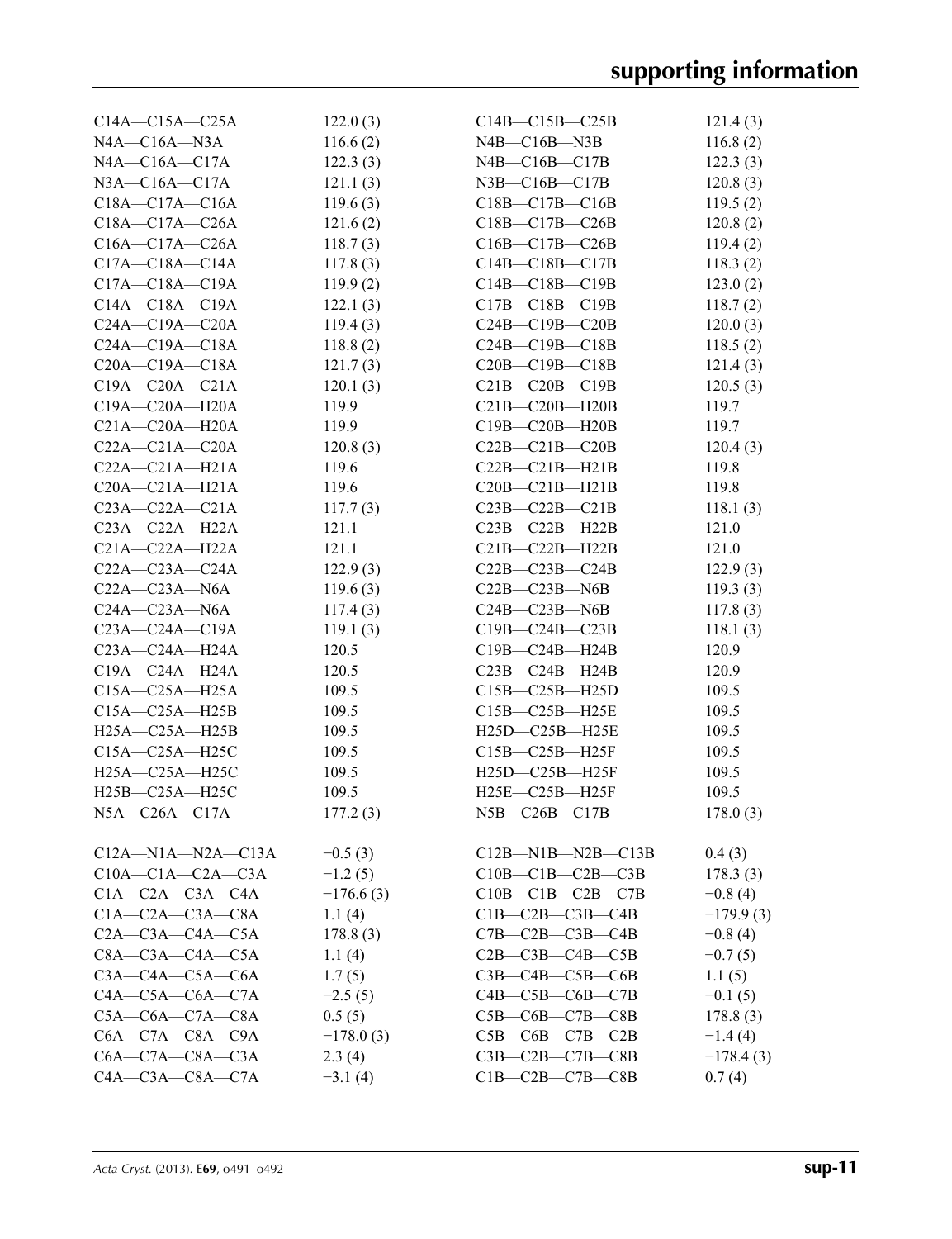| | | | |
|---|---|---|---|
| C14A—C15A—C25A | 122.0 (3) | C14B—C15B—C25B | 121.4 (3) |
| N4A—C16A—N3A | 116.6 (2) | N4B—C16B—N3B | 116.8 (2) |
| N4A—C16A—C17A | 122.3 (3) | N4B—C16B—C17B | 122.3 (3) |
| N3A—C16A—C17A | 121.1 (3) | N3B—C16B—C17B | 120.8 (3) |
| C18A—C17A—C16A | 119.6 (3) | C18B—C17B—C16B | 119.5 (2) |
| C18A—C17A—C26A | 121.6 (2) | C18B—C17B—C26B | 120.8 (2) |
| C16A—C17A—C26A | 118.7 (3) | C16B—C17B—C26B | 119.4 (2) |
| C17A—C18A—C14A | 117.8 (3) | C14B—C18B—C17B | 118.3 (2) |
| C17A—C18A—C19A | 119.9 (2) | C14B—C18B—C19B | 123.0 (2) |
| C14A—C18A—C19A | 122.1 (3) | C17B—C18B—C19B | 118.7 (2) |
| C24A—C19A—C20A | 119.4 (3) | C24B—C19B—C20B | 120.0 (3) |
| C24A—C19A—C18A | 118.8 (2) | C24B—C19B—C18B | 118.5 (2) |
| C20A—C19A—C18A | 121.7 (3) | C20B—C19B—C18B | 121.4 (3) |
| C19A—C20A—C21A | 120.1 (3) | C21B—C20B—C19B | 120.5 (3) |
| C19A—C20A—H20A | 119.9 | C21B—C20B—H20B | 119.7 |
| C21A—C20A—H20A | 119.9 | C19B—C20B—H20B | 119.7 |
| C22A—C21A—C20A | 120.8 (3) | C22B—C21B—C20B | 120.4 (3) |
| C22A—C21A—H21A | 119.6 | C22B—C21B—H21B | 119.8 |
| C20A—C21A—H21A | 119.6 | C20B—C21B—H21B | 119.8 |
| C23A—C22A—C21A | 117.7 (3) | C23B—C22B—C21B | 118.1 (3) |
| C23A—C22A—H22A | 121.1 | C23B—C22B—H22B | 121.0 |
| C21A—C22A—H22A | 121.1 | C21B—C22B—H22B | 121.0 |
| C22A—C23A—C24A | 122.9 (3) | C22B—C23B—C24B | 122.9 (3) |
| C22A—C23A—N6A | 119.6 (3) | C22B—C23B—N6B | 119.3 (3) |
| C24A—C23A—N6A | 117.4 (3) | C24B—C23B—N6B | 117.8 (3) |
| C23A—C24A—C19A | 119.1 (3) | C19B—C24B—C23B | 118.1 (3) |
| C23A—C24A—H24A | 120.5 | C19B—C24B—H24B | 120.9 |
| C19A—C24A—H24A | 120.5 | C23B—C24B—H24B | 120.9 |
| C15A—C25A—H25A | 109.5 | C15B—C25B—H25D | 109.5 |
| C15A—C25A—H25B | 109.5 | C15B—C25B—H25E | 109.5 |
| H25A—C25A—H25B | 109.5 | H25D—C25B—H25E | 109.5 |
| C15A—C25A—H25C | 109.5 | C15B—C25B—H25F | 109.5 |
| H25A—C25A—H25C | 109.5 | H25D—C25B—H25F | 109.5 |
| H25B—C25A—H25C | 109.5 | H25E—C25B—H25F | 109.5 |
| N5A—C26A—C17A | 177.2 (3) | N5B—C26B—C17B | 178.0 (3) |
| | | | |
| C12A—N1A—N2A—C13A | −0.5 (3) | C12B—N1B—N2B—C13B | 0.4 (3) |
| C10A—C1A—C2A—C3A | −1.2 (5) | C10B—C1B—C2B—C3B | 178.3 (3) |
| C1A—C2A—C3A—C4A | −176.6 (3) | C10B—C1B—C2B—C7B | −0.8 (4) |
| C1A—C2A—C3A—C8A | 1.1 (4) | C1B—C2B—C3B—C4B | −179.9 (3) |
| C2A—C3A—C4A—C5A | 178.8 (3) | C7B—C2B—C3B—C4B | −0.8 (4) |
| C8A—C3A—C4A—C5A | 1.1 (4) | C2B—C3B—C4B—C5B | −0.7 (5) |
| C3A—C4A—C5A—C6A | 1.7 (5) | C3B—C4B—C5B—C6B | 1.1 (5) |
| C4A—C5A—C6A—C7A | −2.5 (5) | C4B—C5B—C6B—C7B | −0.1 (5) |
| C5A—C6A—C7A—C8A | 0.5 (5) | C5B—C6B—C7B—C8B | 178.8 (3) |
| C6A—C7A—C8A—C9A | −178.0 (3) | C5B—C6B—C7B—C2B | −1.4 (4) |
| C6A—C7A—C8A—C3A | 2.3 (4) | C3B—C2B—C7B—C8B | −178.4 (3) |
| C4A—C3A—C8A—C7A | −3.1 (4) | C1B—C2B—C7B—C8B | 0.7 (4) |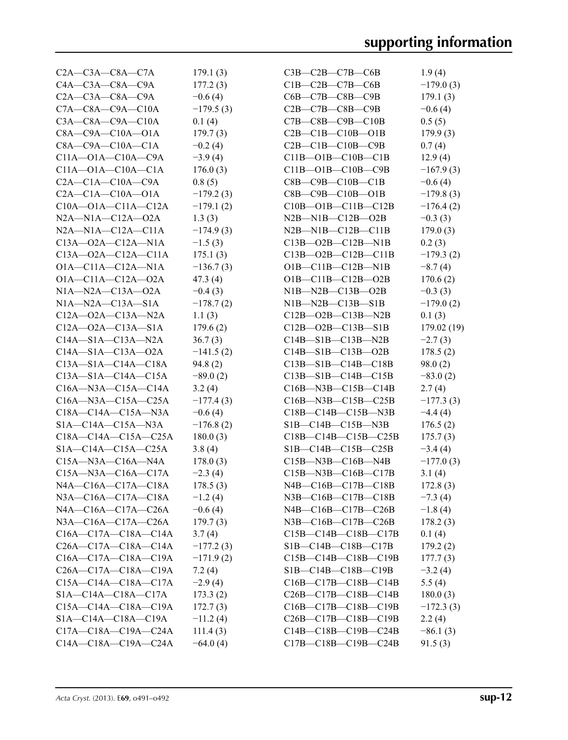| | | | |
|---|---|---|---|
| C2A—C3A—C8A—C7A | 179.1 (3) | C3B—C2B—C7B—C6B | 1.9 (4) |
| C4A—C3A—C8A—C9A | 177.2 (3) | C1B—C2B—C7B—C6B | −179.0 (3) |
| C2A—C3A—C8A—C9A | −0.6 (4) | C6B—C7B—C8B—C9B | 179.1 (3) |
| C7A—C8A—C9A—C10A | −179.5 (3) | C2B—C7B—C8B—C9B | −0.6 (4) |
| C3A—C8A—C9A—C10A | 0.1 (4) | C7B—C8B—C9B—C10B | 0.5 (5) |
| C8A—C9A—C10A—O1A | 179.7 (3) | C2B—C1B—C10B—O1B | 179.9 (3) |
| C8A—C9A—C10A—C1A | −0.2 (4) | C2B—C1B—C10B—C9B | 0.7 (4) |
| C11A—O1A—C10A—C9A | −3.9 (4) | C11B—O1B—C10B—C1B | 12.9 (4) |
| C11A—O1A—C10A—C1A | 176.0 (3) | C11B—O1B—C10B—C9B | −167.9 (3) |
| C2A—C1A—C10A—C9A | 0.8 (5) | C8B—C9B—C10B—C1B | −0.6 (4) |
| C2A—C1A—C10A—O1A | −179.2 (3) | C8B—C9B—C10B—O1B | −179.8 (3) |
| C10A—O1A—C11A—C12A | −179.1 (2) | C10B—O1B—C11B—C12B | −176.4 (2) |
| N2A—N1A—C12A—O2A | 1.3 (3) | N2B—N1B—C12B—O2B | −0.3 (3) |
| N2A—N1A—C12A—C11A | −174.9 (3) | N2B—N1B—C12B—C11B | 179.0 (3) |
| C13A—O2A—C12A—N1A | −1.5 (3) | C13B—O2B—C12B—N1B | 0.2 (3) |
| C13A—O2A—C12A—C11A | 175.1 (3) | C13B—O2B—C12B—C11B | −179.3 (2) |
| O1A—C11A—C12A—N1A | −136.7 (3) | O1B—C11B—C12B—N1B | −8.7 (4) |
| O1A—C11A—C12A—O2A | 47.3 (4) | O1B—C11B—C12B—O2B | 170.6 (2) |
| N1A—N2A—C13A—O2A | −0.4 (3) | N1B—N2B—C13B—O2B | −0.3 (3) |
| N1A—N2A—C13A—S1A | −178.7 (2) | N1B—N2B—C13B—S1B | −179.0 (2) |
| C12A—O2A—C13A—N2A | 1.1 (3) | C12B—O2B—C13B—N2B | 0.1 (3) |
| C12A—O2A—C13A—S1A | 179.6 (2) | C12B—O2B—C13B—S1B | 179.02 (19) |
| C14A—S1A—C13A—N2A | 36.7 (3) | C14B—S1B—C13B—N2B | −2.7 (3) |
| C14A—S1A—C13A—O2A | −141.5 (2) | C14B—S1B—C13B—O2B | 178.5 (2) |
| C13A—S1A—C14A—C18A | 94.8 (2) | C13B—S1B—C14B—C18B | 98.0 (2) |
| C13A—S1A—C14A—C15A | −89.0 (2) | C13B—S1B—C14B—C15B | −83.0 (2) |
| C16A—N3A—C15A—C14A | 3.2 (4) | C16B—N3B—C15B—C14B | 2.7 (4) |
| C16A—N3A—C15A—C25A | −177.4 (3) | C16B—N3B—C15B—C25B | −177.3 (3) |
| C18A—C14A—C15A—N3A | −0.6 (4) | C18B—C14B—C15B—N3B | −4.4 (4) |
| S1A—C14A—C15A—N3A | −176.8 (2) | S1B—C14B—C15B—N3B | 176.5 (2) |
| C18A—C14A—C15A—C25A | 180.0 (3) | C18B—C14B—C15B—C25B | 175.7 (3) |
| S1A—C14A—C15A—C25A | 3.8 (4) | S1B—C14B—C15B—C25B | −3.4 (4) |
| C15A—N3A—C16A—N4A | 178.0 (3) | C15B—N3B—C16B—N4B | −177.0 (3) |
| C15A—N3A—C16A—C17A | −2.3 (4) | C15B—N3B—C16B—C17B | 3.1 (4) |
| N4A—C16A—C17A—C18A | 178.5 (3) | N4B—C16B—C17B—C18B | 172.8 (3) |
| N3A—C16A—C17A—C18A | −1.2 (4) | N3B—C16B—C17B—C18B | −7.3 (4) |
| N4A—C16A—C17A—C26A | −0.6 (4) | N4B—C16B—C17B—C26B | −1.8 (4) |
| N3A—C16A—C17A—C26A | 179.7 (3) | N3B—C16B—C17B—C26B | 178.2 (3) |
| C16A—C17A—C18A—C14A | 3.7 (4) | C15B—C14B—C18B—C17B | 0.1 (4) |
| C26A—C17A—C18A—C14A | −177.2 (3) | S1B—C14B—C18B—C17B | 179.2 (2) |
| C16A—C17A—C18A—C19A | −171.9 (2) | C15B—C14B—C18B—C19B | 177.7 (3) |
| C26A—C17A—C18A—C19A | 7.2 (4) | S1B—C14B—C18B—C19B | −3.2 (4) |
| C15A—C14A—C18A—C17A | −2.9 (4) | C16B—C17B—C18B—C14B | 5.5 (4) |
| S1A—C14A—C18A—C17A | 173.3 (2) | C26B—C17B—C18B—C14B | 180.0 (3) |
| C15A—C14A—C18A—C19A | 172.7 (3) | C16B—C17B—C18B—C19B | −172.3 (3) |
| S1A—C14A—C18A—C19A | −11.2 (4) | C26B—C17B—C18B—C19B | 2.2 (4) |
| C17A—C18A—C19A—C24A | 111.4 (3) | C14B—C18B—C19B—C24B | −86.1 (3) |
| C14A—C18A—C19A—C24A | −64.0 (4) | C17B—C18B—C19B—C24B | 91.5 (3) |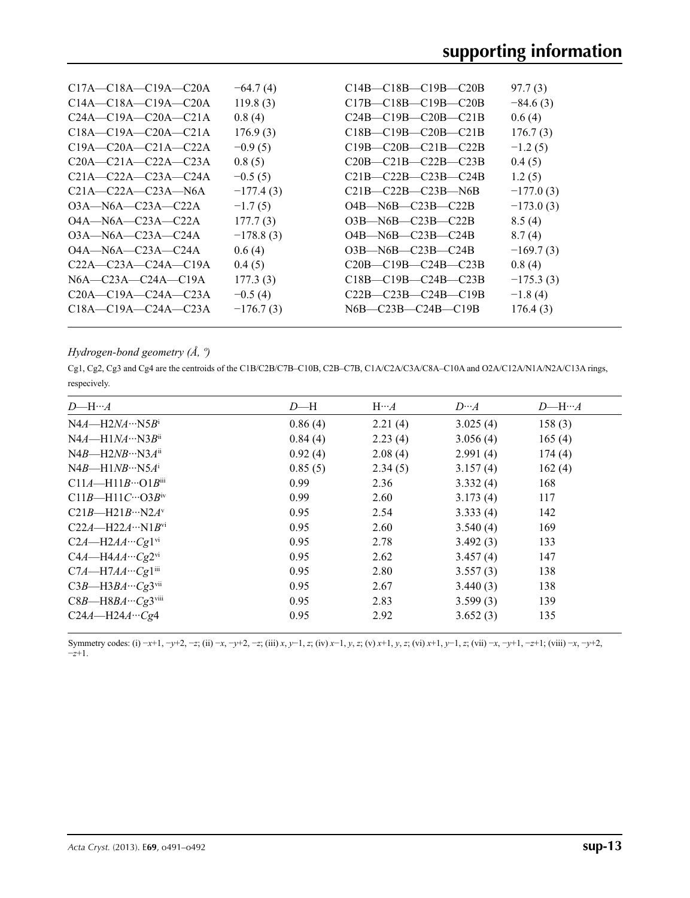| | | | |
|---|---|---|---|
| C17A—C18A—C19A—C20A | −64.7 (4) | C14B—C18B—C19B—C20B | 97.7 (3) |
| C14A—C18A—C19A—C20A | 119.8 (3) | C17B—C18B—C19B—C20B | −84.6 (3) |
| C24A—C19A—C20A—C21A | 0.8 (4) | C24B—C19B—C20B—C21B | 0.6 (4) |
| C18A—C19A—C20A—C21A | 176.9 (3) | C18B—C19B—C20B—C21B | 176.7 (3) |
| C19A—C20A—C21A—C22A | −0.9 (5) | C19B—C20B—C21B—C22B | −1.2 (5) |
| C20A—C21A—C22A—C23A | 0.8 (5) | C20B—C21B—C22B—C23B | 0.4 (5) |
| C21A—C22A—C23A—C24A | −0.5 (5) | C21B—C22B—C23B—C24B | 1.2 (5) |
| C21A—C22A—C23A—N6A | −177.4 (3) | C21B—C22B—C23B—N6B | −177.0 (3) |
| O3A—N6A—C23A—C22A | −1.7 (5) | O4B—N6B—C23B—C22B | −173.0 (3) |
| O4A—N6A—C23A—C22A | 177.7 (3) | O3B—N6B—C23B—C22B | 8.5 (4) |
| O3A—N6A—C23A—C24A | −178.8 (3) | O4B—N6B—C23B—C24B | 8.7 (4) |
| O4A—N6A—C23A—C24A | 0.6 (4) | O3B—N6B—C23B—C24B | −169.7 (3) |
| C22A—C23A—C24A—C19A | 0.4 (5) | C20B—C19B—C24B—C23B | 0.8 (4) |
| N6A—C23A—C24A—C19A | 177.3 (3) | C18B—C19B—C24B—C23B | −175.3 (3) |
| C20A—C19A—C24A—C23A | −0.5 (4) | C22B—C23B—C24B—C19B | −1.8 (4) |
| C18A—C19A—C24A—C23A | −176.7 (3) | N6B—C23B—C24B—C19B | 176.4 (3) |

*Hydrogen-bond geometry (Å, º)*

Cg1, Cg2, Cg3 and Cg4 are the centroids of the C1B/C2B/C7B–C10B, C2B–C7B, C1A/C2A/C3A/C8A–C10A and O2A/C12A/N1A/N2A/C13A rings, respecively.

| *D*—H···*A* | *D*—H | H···*A* | *D*···*A* | *D*—H···*A* |
|---|---|---|---|---|
| N4*A*—H2*NA*···N5*B*[i] | 0.86 (4) | 2.21 (4) | 3.025 (4) | 158 (3) |
| N4*A*—H1*NA*···N3*B*[ii] | 0.84 (4) | 2.23 (4) | 3.056 (4) | 165 (4) |
| N4*B*—H2*NB*···N3*A*[ii] | 0.92 (4) | 2.08 (4) | 2.991 (4) | 174 (4) |
| N4*B*—H1*NB*···N5*A*[i] | 0.85 (5) | 2.34 (5) | 3.157 (4) | 162 (4) |
| C11*A*—H11*B*···O1*B*[iii] | 0.99 | 2.36 | 3.332 (4) | 168 |
| C11*B*—H11*C*···O3*B*[iv] | 0.99 | 2.60 | 3.173 (4) | 117 |
| C21*B*—H21*B*···N2*A*[v] | 0.95 | 2.54 | 3.333 (4) | 142 |
| C22*A*—H22*A*···N1*B*[vi] | 0.95 | 2.60 | 3.540 (4) | 169 |
| C2*A*—H2*AA*···*Cg*1[vi] | 0.95 | 2.78 | 3.492 (3) | 133 |
| C4*A*—H4*AA*···*Cg*2[vi] | 0.95 | 2.62 | 3.457 (4) | 147 |
| C7*A*—H7*AA*···*Cg*1[iii] | 0.95 | 2.80 | 3.557 (3) | 138 |
| C3*B*—H3*BA*···*Cg*3[vii] | 0.95 | 2.67 | 3.440 (3) | 138 |
| C8*B*—H8*BA*···*Cg*3[viii] | 0.95 | 2.83 | 3.599 (3) | 139 |
| C24*A*—H24*A*···*Cg*4 | 0.95 | 2.92 | 3.652 (3) | 135 |

Symmetry codes: (i) −*x*+1, −*y*+2, −*z*; (ii) −*x*, −*y*+2, −*z*; (iii) *x*, *y*−1, *z*; (iv) *x*−1, *y*, *z*; (v) *x*+1, *y*, *z*; (vi) *x*+1, *y*−1, *z*; (vii) −*x*, −*y*+1, −*z*+1; (viii) −*x*, −*y*+2, −*z*+1.